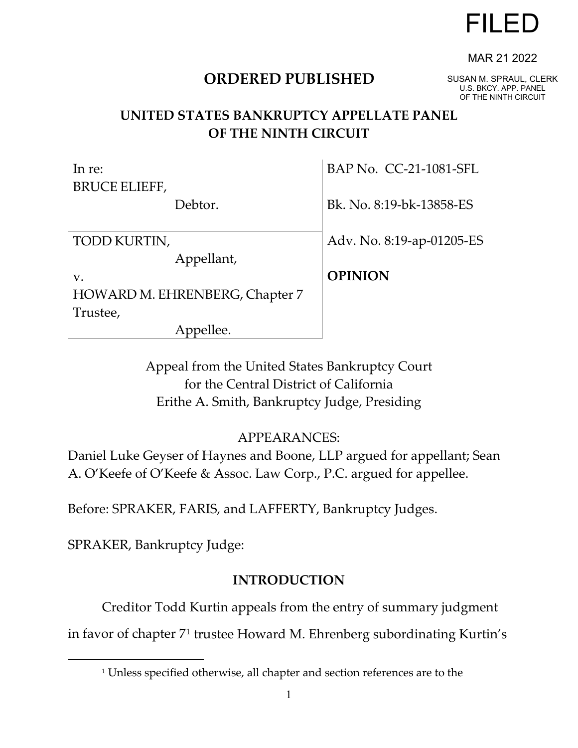FILED

MAR 21 2022

SUSAN M. SPRAUL, CLERK
U.S. BKCY. APP. PANEL
OF THE NINTH CIRCUIT

**ORDERED PUBLISHED**

## UNITED STATES BANKRUPTCY APPELLATE PANEL OF THE NINTH CIRCUIT

| | |
|---|---|
| In re:<br>BRUCE ELIEFF,<br>Debtor. | BAP No. CC-21-1081-SFL<br><br>Bk. No. 8:19-bk-13858-ES |
| TODD KURTIN,<br>Appellant,<br>v.<br>HOWARD M. EHRENBERG, Chapter 7 Trustee,<br>Appellee. | Adv. No. 8:19-ap-01205-ES<br><br>**OPINION** |

Appeal from the United States Bankruptcy Court
for the Central District of California
Erithe A. Smith, Bankruptcy Judge, Presiding

APPEARANCES:
Daniel Luke Geyser of Haynes and Boone, LLP argued for appellant; Sean A. O'Keefe of O'Keefe & Assoc. Law Corp., P.C. argued for appellee.

Before: SPRAKER, FARIS, and LAFFERTY, Bankruptcy Judges.

SPRAKER, Bankruptcy Judge:

### INTRODUCTION

Creditor Todd Kurtin appeals from the entry of summary judgment in favor of chapter 7[1] trustee Howard M. Ehrenberg subordinating Kurtin's

[1] Unless specified otherwise, all chapter and section references are to the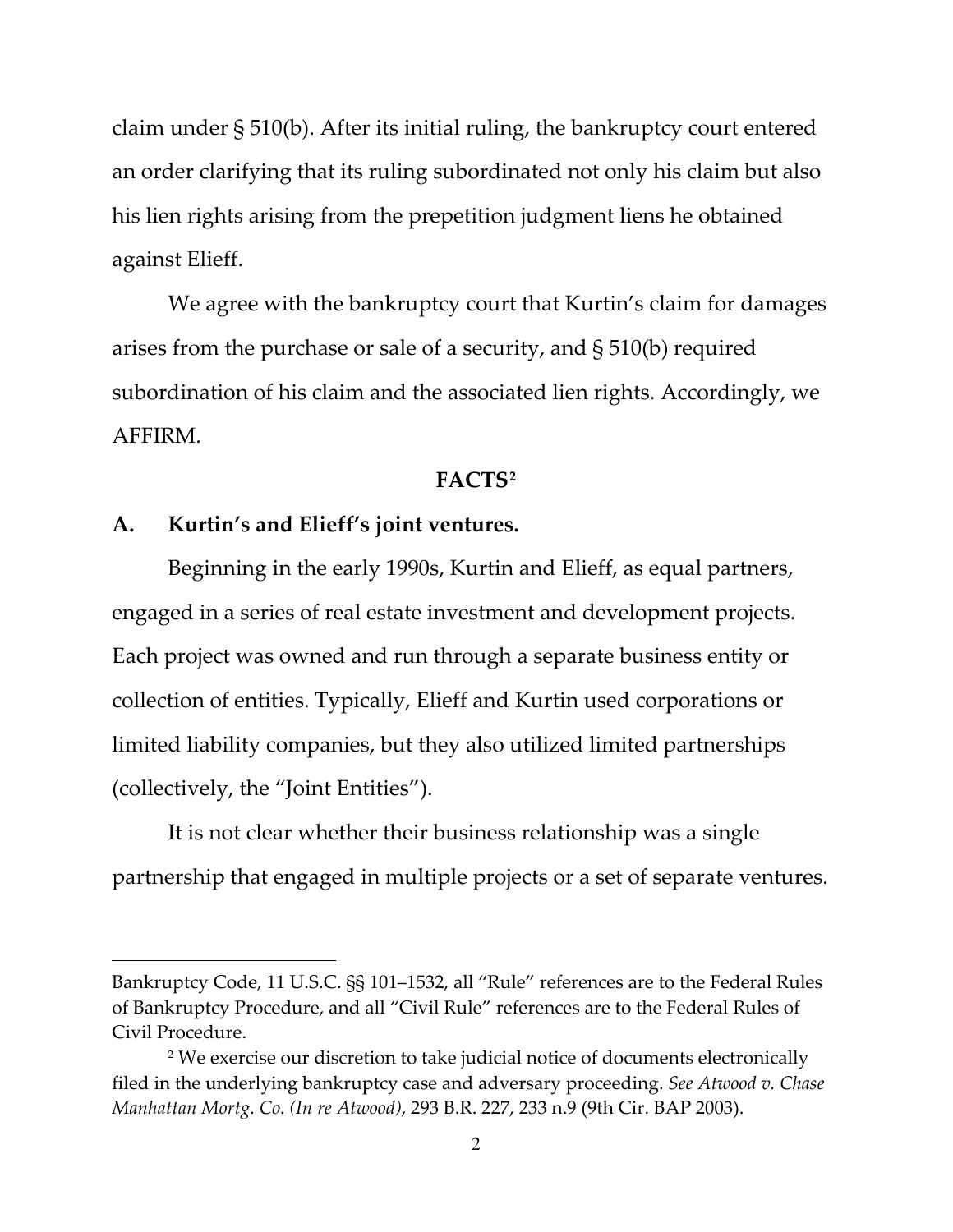claim under § 510(b). After its initial ruling, the bankruptcy court entered an order clarifying that its ruling subordinated not only his claim but also his lien rights arising from the prepetition judgment liens he obtained against Elieff.

We agree with the bankruptcy court that Kurtin's claim for damages arises from the purchase or sale of a security, and § 510(b) required subordination of his claim and the associated lien rights. Accordingly, we AFFIRM.

## FACTS[2]

### A. Kurtin's and Elieff's joint ventures.

Beginning in the early 1990s, Kurtin and Elieff, as equal partners, engaged in a series of real estate investment and development projects. Each project was owned and run through a separate business entity or collection of entities. Typically, Elieff and Kurtin used corporations or limited liability companies, but they also utilized limited partnerships (collectively, the "Joint Entities").

It is not clear whether their business relationship was a single partnership that engaged in multiple projects or a set of separate ventures.

---

Bankruptcy Code, 11 U.S.C. §§ 101–1532, all "Rule" references are to the Federal Rules of Bankruptcy Procedure, and all "Civil Rule" references are to the Federal Rules of Civil Procedure.

[2] We exercise our discretion to take judicial notice of documents electronically filed in the underlying bankruptcy case and adversary proceeding. *See Atwood v. Chase Manhattan Mortg. Co. (In re Atwood)*, 293 B.R. 227, 233 n.9 (9th Cir. BAP 2003).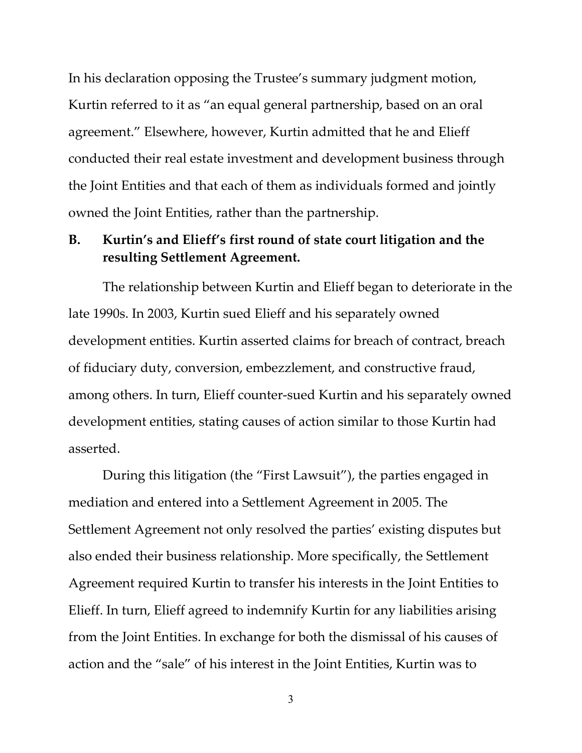In his declaration opposing the Trustee's summary judgment motion, Kurtin referred to it as "an equal general partnership, based on an oral agreement." Elsewhere, however, Kurtin admitted that he and Elieff conducted their real estate investment and development business through the Joint Entities and that each of them as individuals formed and jointly owned the Joint Entities, rather than the partnership.

### B. Kurtin's and Elieff's first round of state court litigation and the resulting Settlement Agreement.

The relationship between Kurtin and Elieff began to deteriorate in the late 1990s. In 2003, Kurtin sued Elieff and his separately owned development entities. Kurtin asserted claims for breach of contract, breach of fiduciary duty, conversion, embezzlement, and constructive fraud, among others. In turn, Elieff counter-sued Kurtin and his separately owned development entities, stating causes of action similar to those Kurtin had asserted.

During this litigation (the "First Lawsuit"), the parties engaged in mediation and entered into a Settlement Agreement in 2005. The Settlement Agreement not only resolved the parties' existing disputes but also ended their business relationship. More specifically, the Settlement Agreement required Kurtin to transfer his interests in the Joint Entities to Elieff. In turn, Elieff agreed to indemnify Kurtin for any liabilities arising from the Joint Entities. In exchange for both the dismissal of his causes of action and the "sale" of his interest in the Joint Entities, Kurtin was to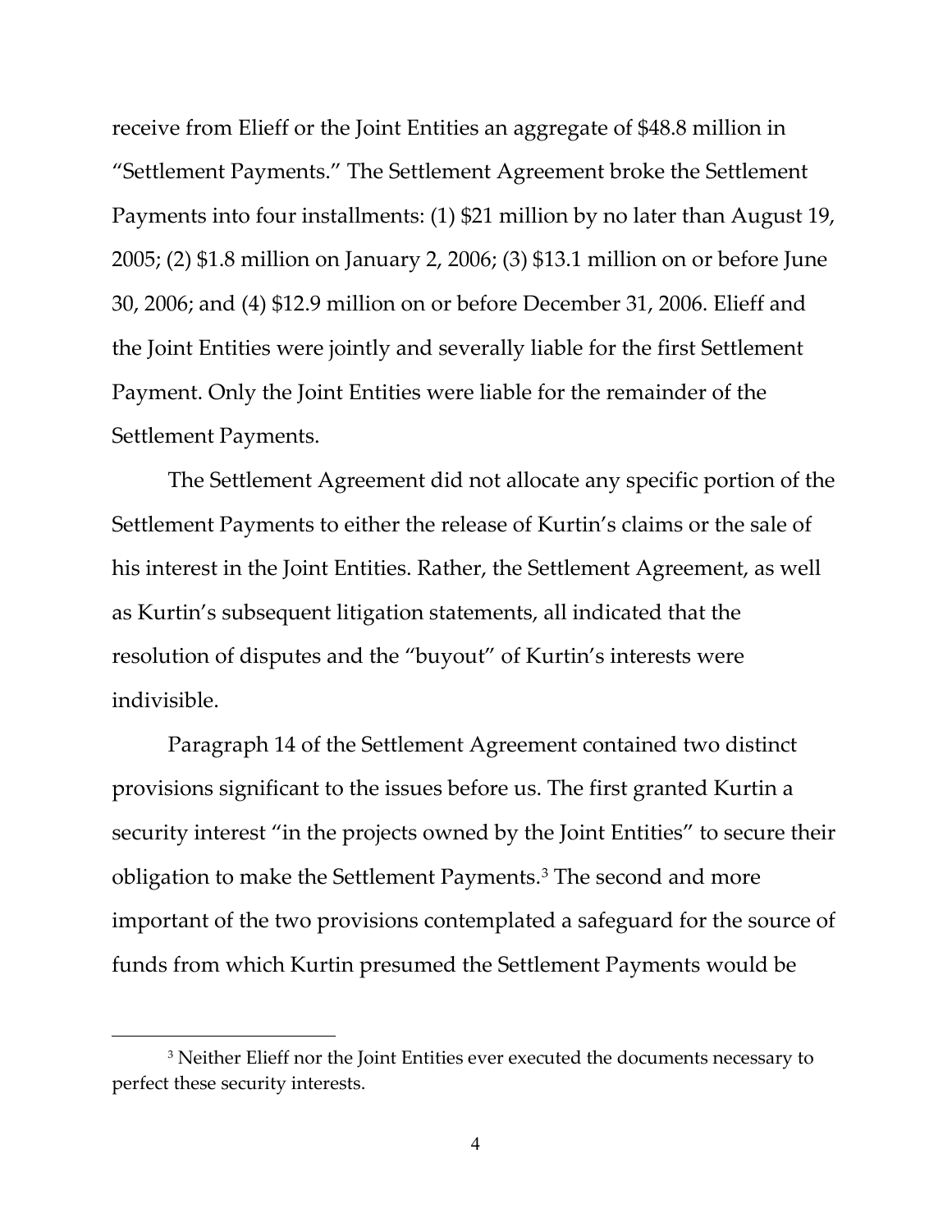receive from Elieff or the Joint Entities an aggregate of $48.8 million in "Settlement Payments." The Settlement Agreement broke the Settlement Payments into four installments: (1) $21 million by no later than August 19, 2005; (2) $1.8 million on January 2, 2006; (3) $13.1 million on or before June 30, 2006; and (4) $12.9 million on or before December 31, 2006. Elieff and the Joint Entities were jointly and severally liable for the first Settlement Payment. Only the Joint Entities were liable for the remainder of the Settlement Payments.

The Settlement Agreement did not allocate any specific portion of the Settlement Payments to either the release of Kurtin's claims or the sale of his interest in the Joint Entities. Rather, the Settlement Agreement, as well as Kurtin's subsequent litigation statements, all indicated that the resolution of disputes and the "buyout" of Kurtin's interests were indivisible.

Paragraph 14 of the Settlement Agreement contained two distinct provisions significant to the issues before us. The first granted Kurtin a security interest "in the projects owned by the Joint Entities" to secure their obligation to make the Settlement Payments.[3] The second and more important of the two provisions contemplated a safeguard for the source of funds from which Kurtin presumed the Settlement Payments would be

[3] Neither Elieff nor the Joint Entities ever executed the documents necessary to perfect these security interests.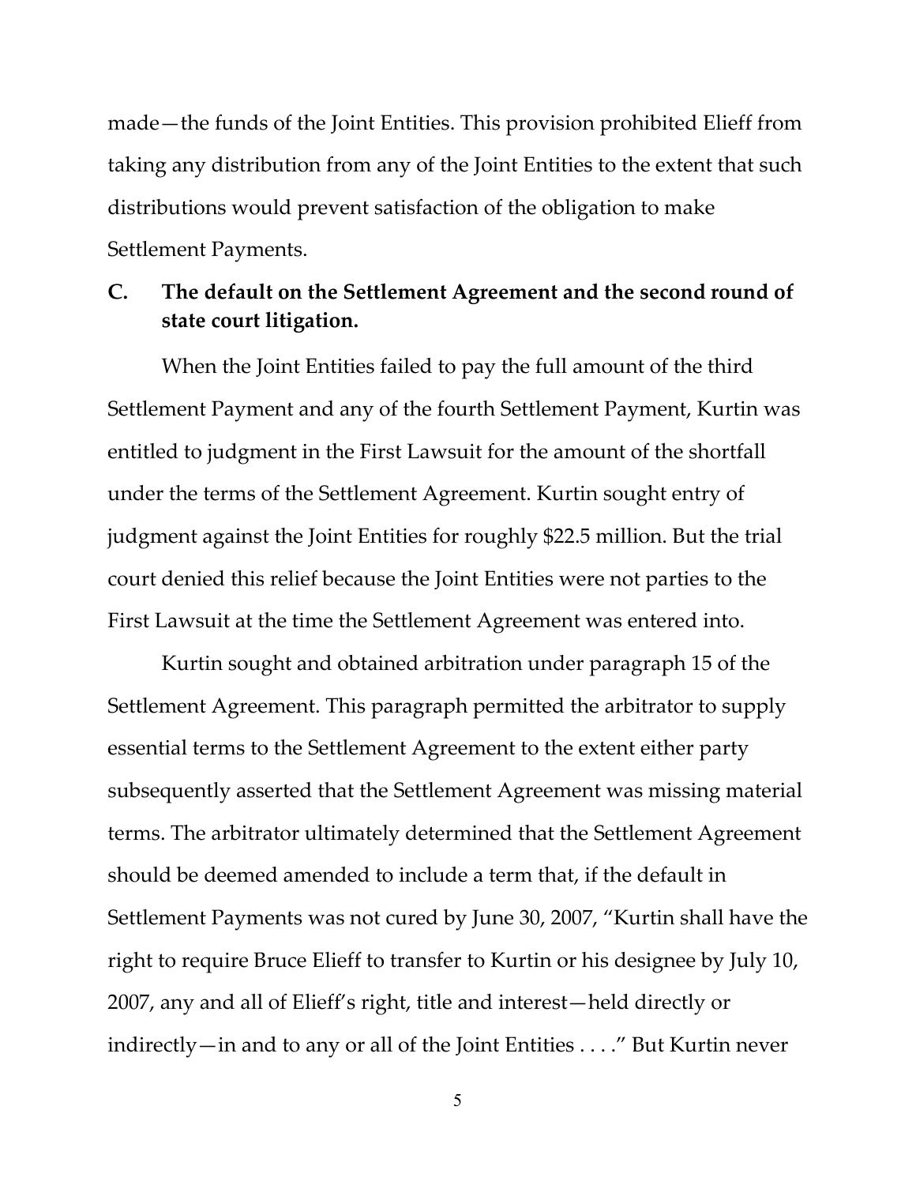made—the funds of the Joint Entities. This provision prohibited Elieff from taking any distribution from any of the Joint Entities to the extent that such distributions would prevent satisfaction of the obligation to make Settlement Payments.

### C. The default on the Settlement Agreement and the second round of state court litigation.

When the Joint Entities failed to pay the full amount of the third Settlement Payment and any of the fourth Settlement Payment, Kurtin was entitled to judgment in the First Lawsuit for the amount of the shortfall under the terms of the Settlement Agreement. Kurtin sought entry of judgment against the Joint Entities for roughly $22.5 million. But the trial court denied this relief because the Joint Entities were not parties to the First Lawsuit at the time the Settlement Agreement was entered into.

Kurtin sought and obtained arbitration under paragraph 15 of the Settlement Agreement. This paragraph permitted the arbitrator to supply essential terms to the Settlement Agreement to the extent either party subsequently asserted that the Settlement Agreement was missing material terms. The arbitrator ultimately determined that the Settlement Agreement should be deemed amended to include a term that, if the default in Settlement Payments was not cured by June 30, 2007, "Kurtin shall have the right to require Bruce Elieff to transfer to Kurtin or his designee by July 10, 2007, any and all of Elieff's right, title and interest—held directly or indirectly—in and to any or all of the Joint Entities . . . ." But Kurtin never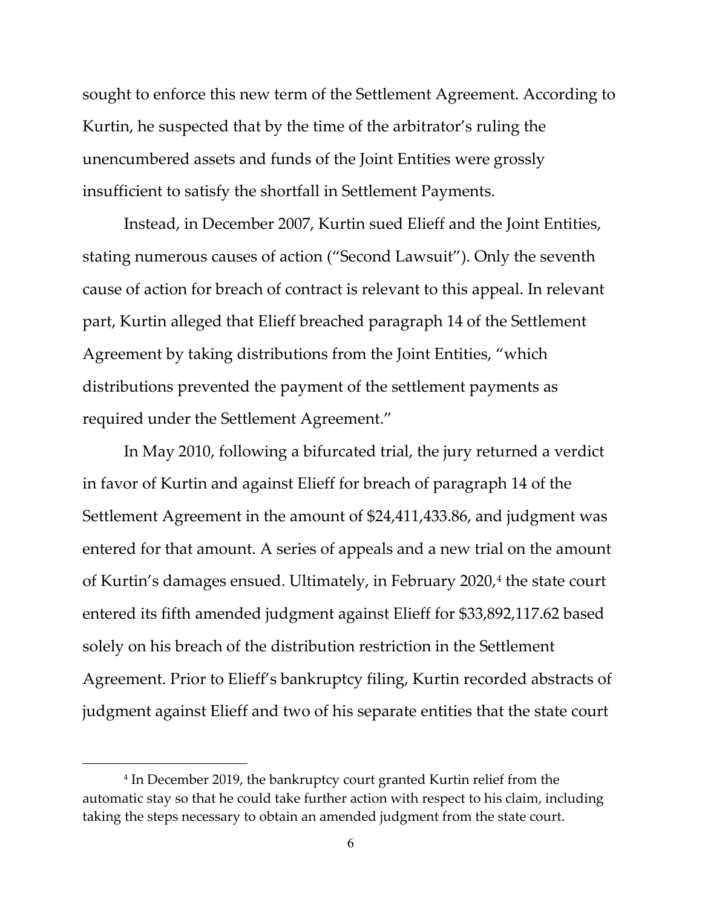sought to enforce this new term of the Settlement Agreement. According to Kurtin, he suspected that by the time of the arbitrator's ruling the unencumbered assets and funds of the Joint Entities were grossly insufficient to satisfy the shortfall in Settlement Payments.

Instead, in December 2007, Kurtin sued Elieff and the Joint Entities, stating numerous causes of action ("Second Lawsuit"). Only the seventh cause of action for breach of contract is relevant to this appeal. In relevant part, Kurtin alleged that Elieff breached paragraph 14 of the Settlement Agreement by taking distributions from the Joint Entities, "which distributions prevented the payment of the settlement payments as required under the Settlement Agreement."

In May 2010, following a bifurcated trial, the jury returned a verdict in favor of Kurtin and against Elieff for breach of paragraph 14 of the Settlement Agreement in the amount of $24,411,433.86, and judgment was entered for that amount. A series of appeals and a new trial on the amount of Kurtin's damages ensued. Ultimately, in February 2020,[4] the state court entered its fifth amended judgment against Elieff for $33,892,117.62 based solely on his breach of the distribution restriction in the Settlement Agreement. Prior to Elieff's bankruptcy filing, Kurtin recorded abstracts of judgment against Elieff and two of his separate entities that the state court

---

[4] In December 2019, the bankruptcy court granted Kurtin relief from the automatic stay so that he could take further action with respect to his claim, including taking the steps necessary to obtain an amended judgment from the state court.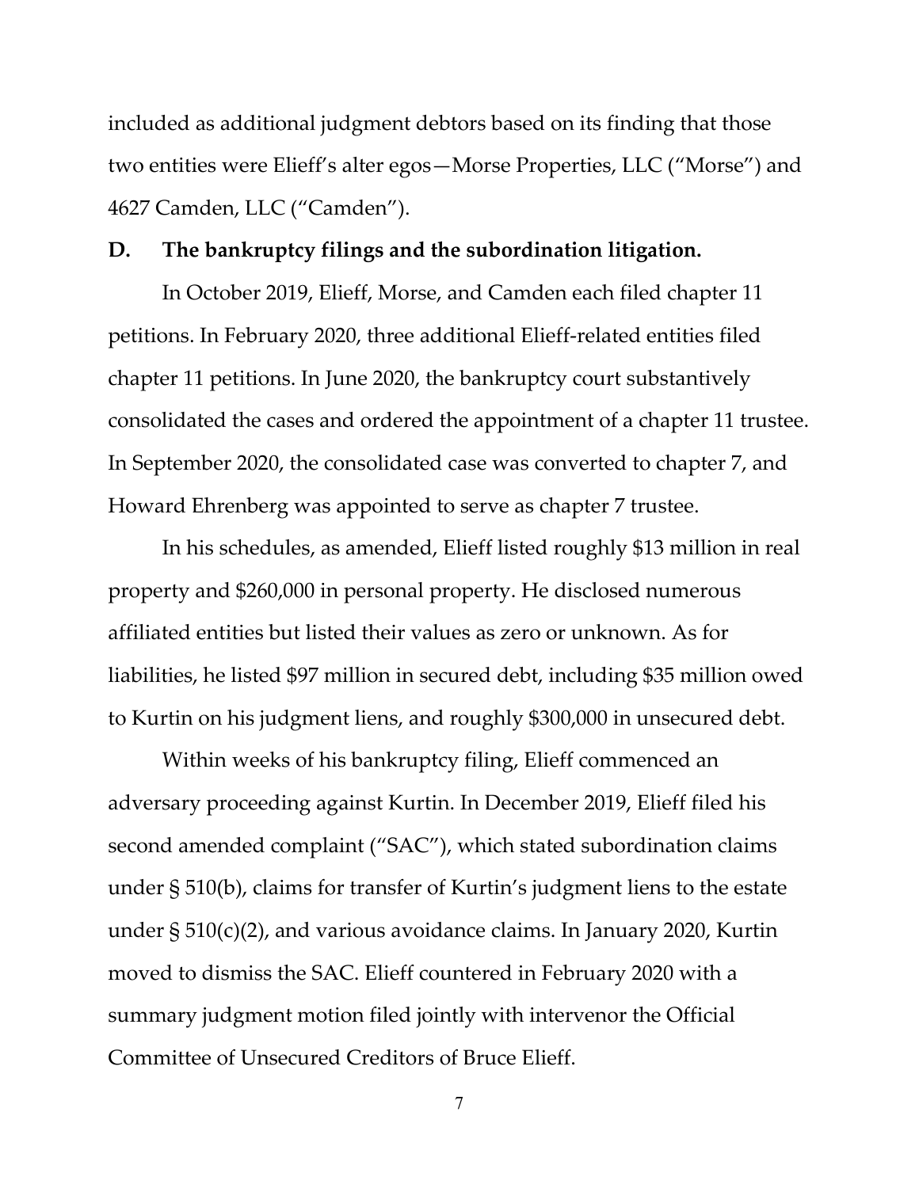included as additional judgment debtors based on its finding that those two entities were Elieff's alter egos—Morse Properties, LLC ("Morse") and 4627 Camden, LLC ("Camden").

### D. The bankruptcy filings and the subordination litigation.

In October 2019, Elieff, Morse, and Camden each filed chapter 11 petitions. In February 2020, three additional Elieff-related entities filed chapter 11 petitions. In June 2020, the bankruptcy court substantively consolidated the cases and ordered the appointment of a chapter 11 trustee. In September 2020, the consolidated case was converted to chapter 7, and Howard Ehrenberg was appointed to serve as chapter 7 trustee.

In his schedules, as amended, Elieff listed roughly $13 million in real property and $260,000 in personal property. He disclosed numerous affiliated entities but listed their values as zero or unknown. As for liabilities, he listed $97 million in secured debt, including $35 million owed to Kurtin on his judgment liens, and roughly $300,000 in unsecured debt.

Within weeks of his bankruptcy filing, Elieff commenced an adversary proceeding against Kurtin. In December 2019, Elieff filed his second amended complaint ("SAC"), which stated subordination claims under § 510(b), claims for transfer of Kurtin's judgment liens to the estate under § 510(c)(2), and various avoidance claims. In January 2020, Kurtin moved to dismiss the SAC. Elieff countered in February 2020 with a summary judgment motion filed jointly with intervenor the Official Committee of Unsecured Creditors of Bruce Elieff.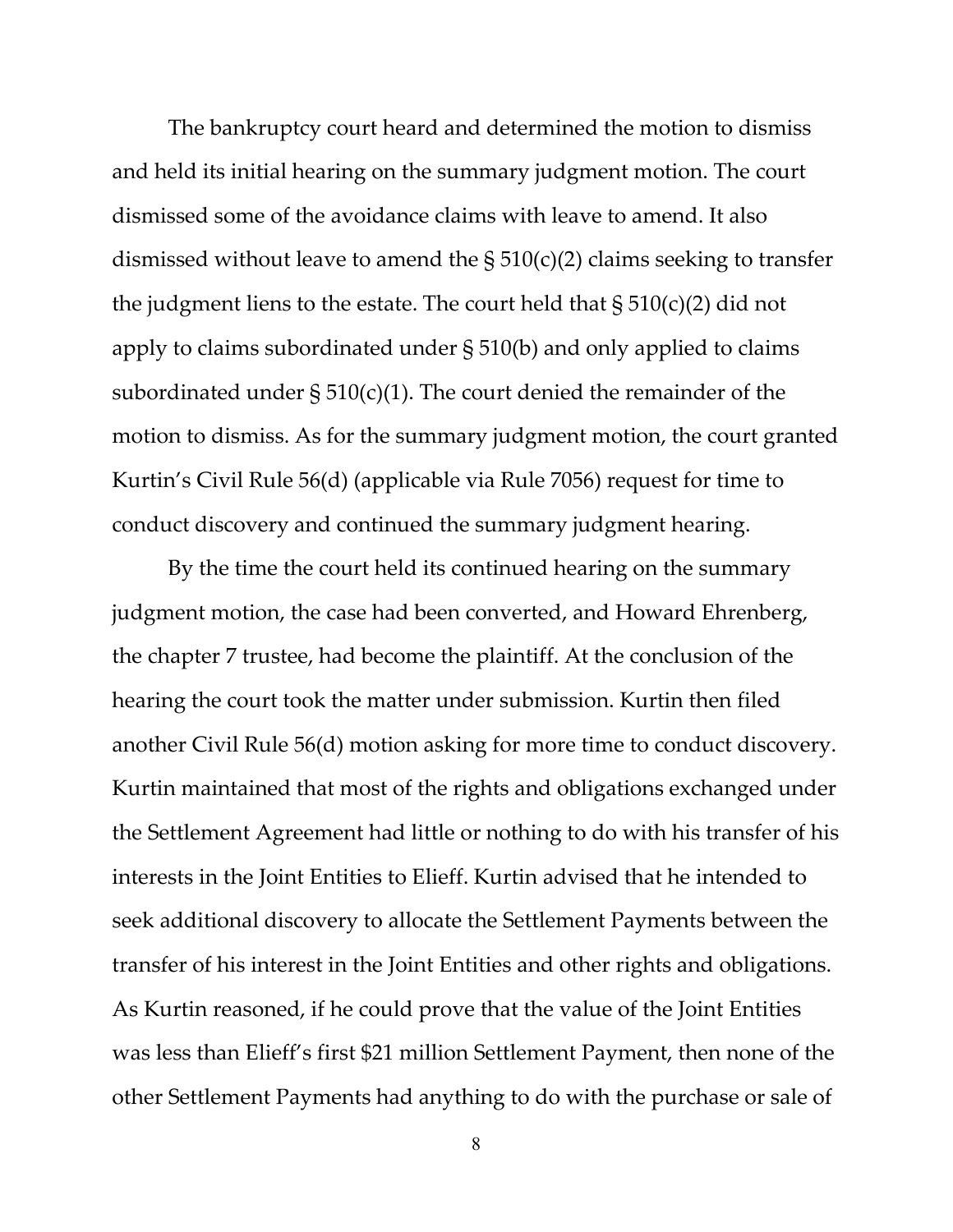The bankruptcy court heard and determined the motion to dismiss and held its initial hearing on the summary judgment motion. The court dismissed some of the avoidance claims with leave to amend. It also dismissed without leave to amend the § 510(c)(2) claims seeking to transfer the judgment liens to the estate. The court held that § 510(c)(2) did not apply to claims subordinated under § 510(b) and only applied to claims subordinated under § 510(c)(1). The court denied the remainder of the motion to dismiss. As for the summary judgment motion, the court granted Kurtin's Civil Rule 56(d) (applicable via Rule 7056) request for time to conduct discovery and continued the summary judgment hearing.

By the time the court held its continued hearing on the summary judgment motion, the case had been converted, and Howard Ehrenberg, the chapter 7 trustee, had become the plaintiff. At the conclusion of the hearing the court took the matter under submission. Kurtin then filed another Civil Rule 56(d) motion asking for more time to conduct discovery. Kurtin maintained that most of the rights and obligations exchanged under the Settlement Agreement had little or nothing to do with his transfer of his interests in the Joint Entities to Elieff. Kurtin advised that he intended to seek additional discovery to allocate the Settlement Payments between the transfer of his interest in the Joint Entities and other rights and obligations. As Kurtin reasoned, if he could prove that the value of the Joint Entities was less than Elieff's first $21 million Settlement Payment, then none of the other Settlement Payments had anything to do with the purchase or sale of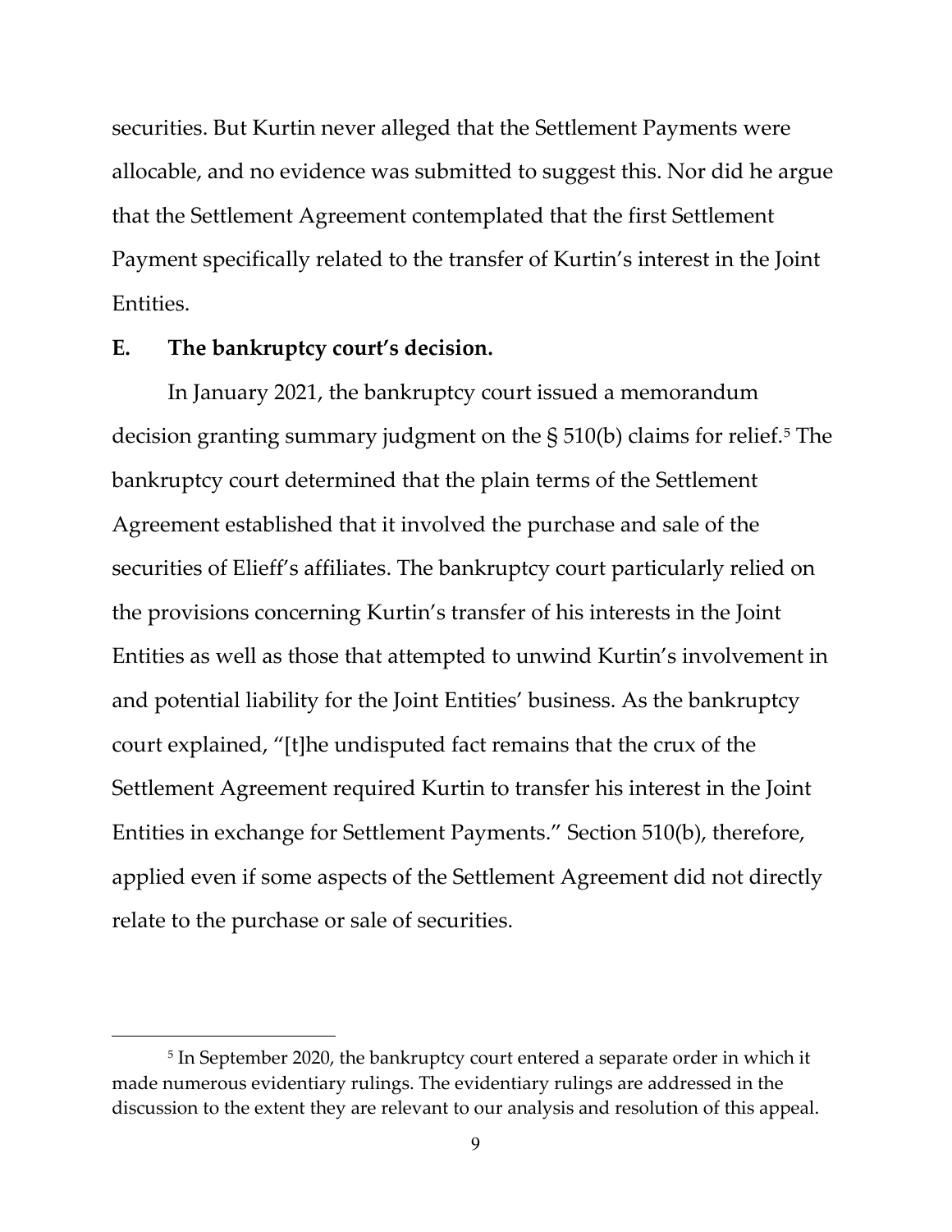securities. But Kurtin never alleged that the Settlement Payments were allocable, and no evidence was submitted to suggest this. Nor did he argue that the Settlement Agreement contemplated that the first Settlement Payment specifically related to the transfer of Kurtin's interest in the Joint Entities.

## E. The bankruptcy court's decision.

In January 2021, the bankruptcy court issued a memorandum decision granting summary judgment on the § 510(b) claims for relief.[5] The bankruptcy court determined that the plain terms of the Settlement Agreement established that it involved the purchase and sale of the securities of Elieff's affiliates. The bankruptcy court particularly relied on the provisions concerning Kurtin's transfer of his interests in the Joint Entities as well as those that attempted to unwind Kurtin's involvement in and potential liability for the Joint Entities' business. As the bankruptcy court explained, "[t]he undisputed fact remains that the crux of the Settlement Agreement required Kurtin to transfer his interest in the Joint Entities in exchange for Settlement Payments." Section 510(b), therefore, applied even if some aspects of the Settlement Agreement did not directly relate to the purchase or sale of securities.

---

[5] In September 2020, the bankruptcy court entered a separate order in which it made numerous evidentiary rulings. The evidentiary rulings are addressed in the discussion to the extent they are relevant to our analysis and resolution of this appeal.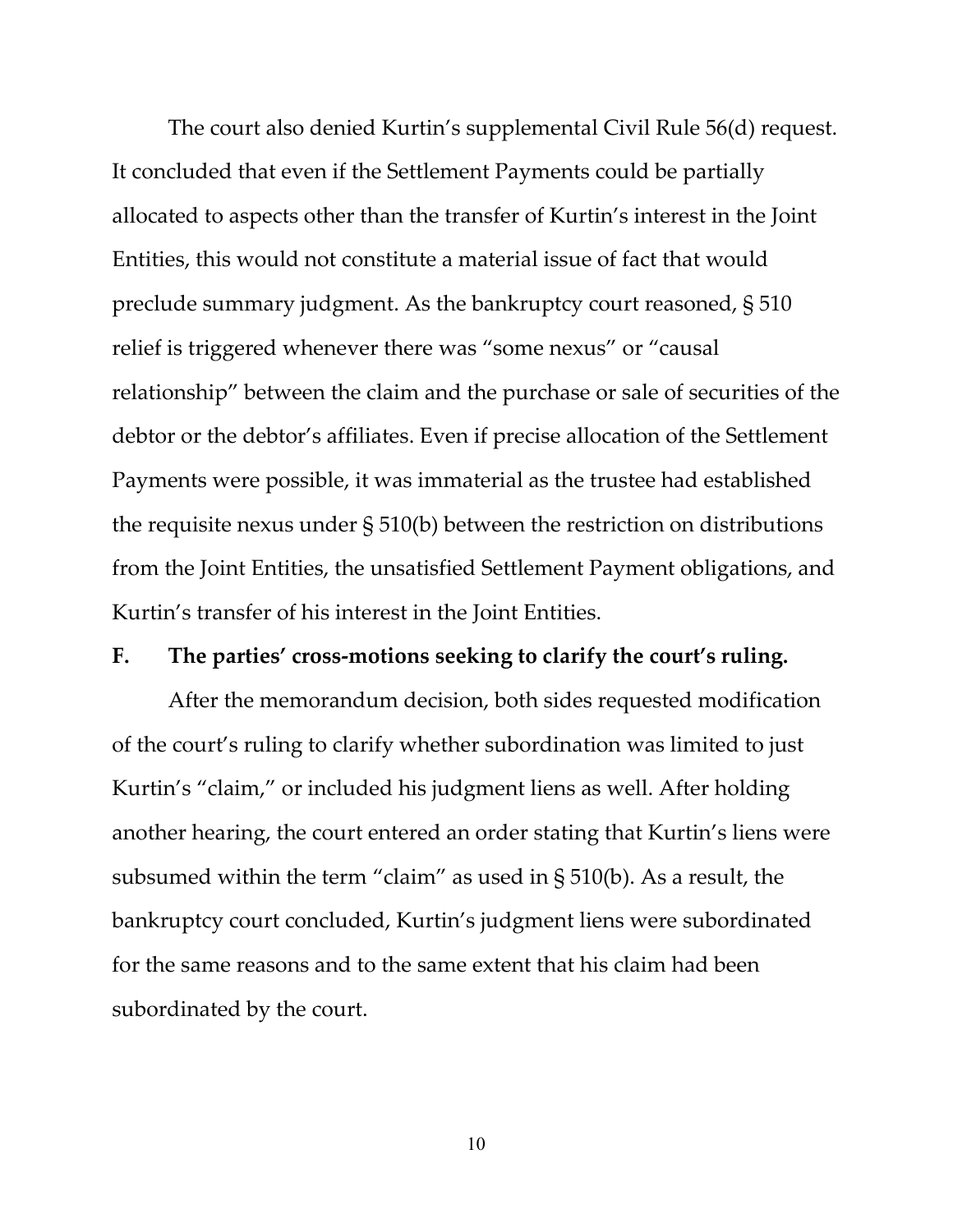The court also denied Kurtin's supplemental Civil Rule 56(d) request. It concluded that even if the Settlement Payments could be partially allocated to aspects other than the transfer of Kurtin's interest in the Joint Entities, this would not constitute a material issue of fact that would preclude summary judgment. As the bankruptcy court reasoned, § 510 relief is triggered whenever there was "some nexus" or "causal relationship" between the claim and the purchase or sale of securities of the debtor or the debtor's affiliates. Even if precise allocation of the Settlement Payments were possible, it was immaterial as the trustee had established the requisite nexus under § 510(b) between the restriction on distributions from the Joint Entities, the unsatisfied Settlement Payment obligations, and Kurtin's transfer of his interest in the Joint Entities.

### F. The parties' cross-motions seeking to clarify the court's ruling.

After the memorandum decision, both sides requested modification of the court's ruling to clarify whether subordination was limited to just Kurtin's "claim," or included his judgment liens as well. After holding another hearing, the court entered an order stating that Kurtin's liens were subsumed within the term "claim" as used in § 510(b). As a result, the bankruptcy court concluded, Kurtin's judgment liens were subordinated for the same reasons and to the same extent that his claim had been subordinated by the court.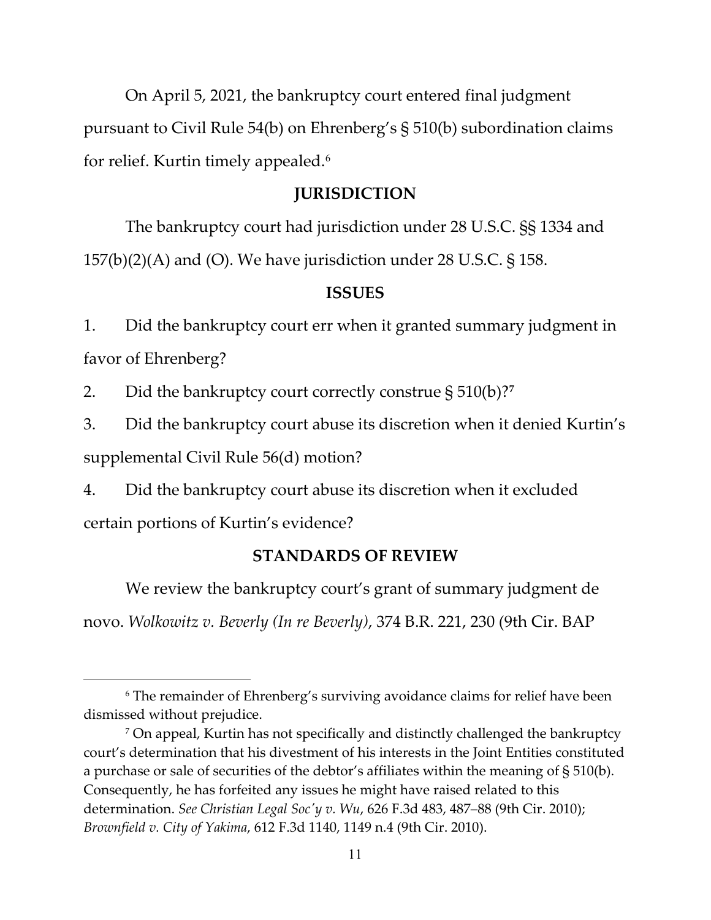On April 5, 2021, the bankruptcy court entered final judgment pursuant to Civil Rule 54(b) on Ehrenberg's § 510(b) subordination claims for relief. Kurtin timely appealed.[6]

## JURISDICTION

The bankruptcy court had jurisdiction under 28 U.S.C. §§ 1334 and 157(b)(2)(A) and (O). We have jurisdiction under 28 U.S.C. § 158.

## ISSUES

1. Did the bankruptcy court err when it granted summary judgment in favor of Ehrenberg?

2. Did the bankruptcy court correctly construe § 510(b)?[7]

3. Did the bankruptcy court abuse its discretion when it denied Kurtin's supplemental Civil Rule 56(d) motion?

4. Did the bankruptcy court abuse its discretion when it excluded certain portions of Kurtin's evidence?

## STANDARDS OF REVIEW

We review the bankruptcy court's grant of summary judgment de novo. *Wolkowitz v. Beverly (In re Beverly)*, 374 B.R. 221, 230 (9th Cir. BAP

---

[6] The remainder of Ehrenberg's surviving avoidance claims for relief have been dismissed without prejudice.

[7] On appeal, Kurtin has not specifically and distinctly challenged the bankruptcy court's determination that his divestment of his interests in the Joint Entities constituted a purchase or sale of securities of the debtor's affiliates within the meaning of § 510(b). Consequently, he has forfeited any issues he might have raised related to this determination. *See Christian Legal Soc'y v. Wu*, 626 F.3d 483, 487–88 (9th Cir. 2010); *Brownfield v. City of Yakima*, 612 F.3d 1140, 1149 n.4 (9th Cir. 2010).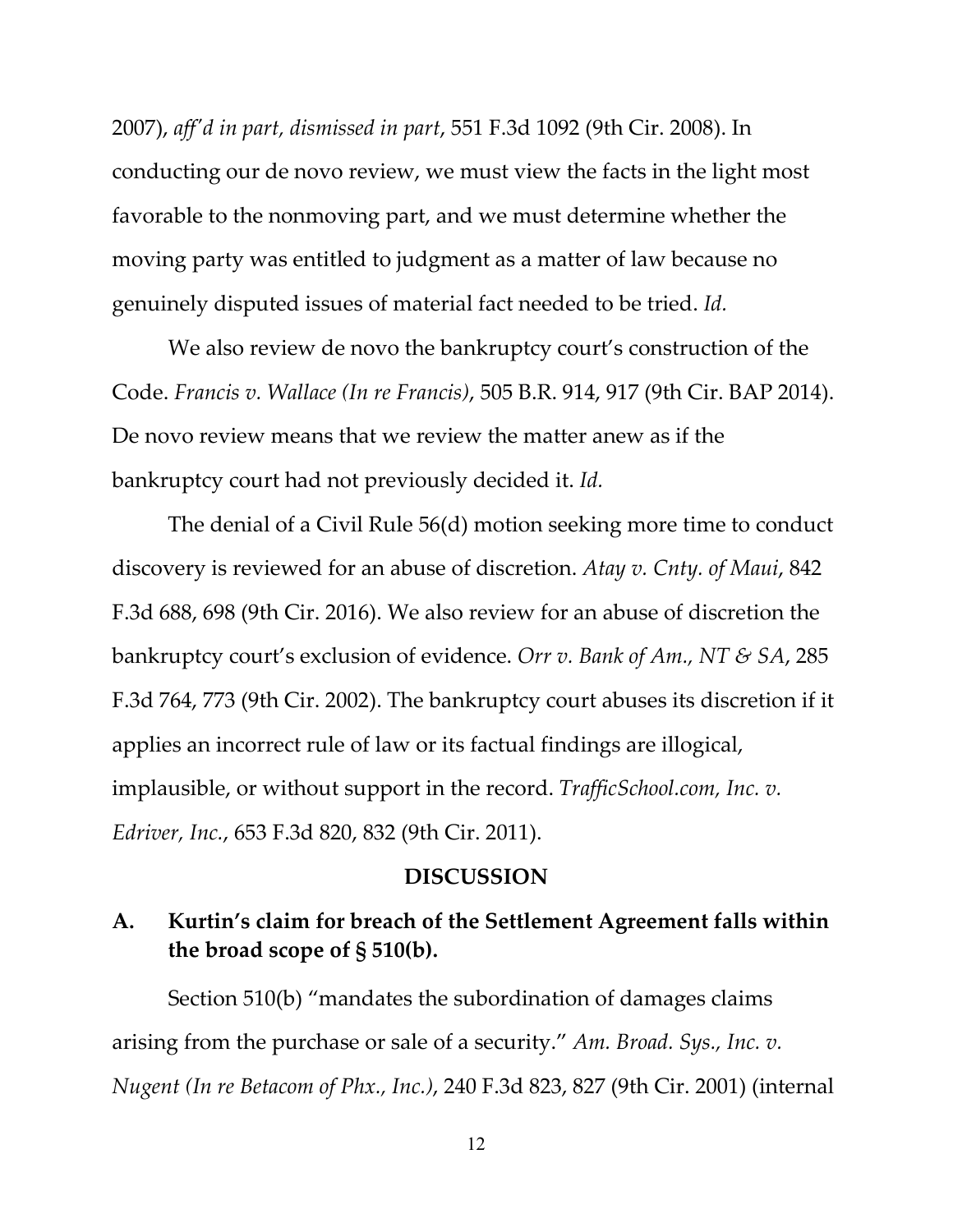2007), *aff'd in part, dismissed in part*, 551 F.3d 1092 (9th Cir. 2008). In conducting our de novo review, we must view the facts in the light most favorable to the nonmoving part, and we must determine whether the moving party was entitled to judgment as a matter of law because no genuinely disputed issues of material fact needed to be tried. *Id.*

We also review de novo the bankruptcy court's construction of the Code. *Francis v. Wallace (In re Francis)*, 505 B.R. 914, 917 (9th Cir. BAP 2014). De novo review means that we review the matter anew as if the bankruptcy court had not previously decided it. *Id.*

The denial of a Civil Rule 56(d) motion seeking more time to conduct discovery is reviewed for an abuse of discretion. *Atay v. Cnty. of Maui*, 842 F.3d 688, 698 (9th Cir. 2016). We also review for an abuse of discretion the bankruptcy court's exclusion of evidence. *Orr v. Bank of Am., NT & SA*, 285 F.3d 764, 773 (9th Cir. 2002). The bankruptcy court abuses its discretion if it applies an incorrect rule of law or its factual findings are illogical, implausible, or without support in the record. *TrafficSchool.com, Inc. v. Edriver, Inc.*, 653 F.3d 820, 832 (9th Cir. 2011).

## DISCUSSION

### A. Kurtin's claim for breach of the Settlement Agreement falls within the broad scope of § 510(b).

Section 510(b) "mandates the subordination of damages claims arising from the purchase or sale of a security." *Am. Broad. Sys., Inc. v. Nugent (In re Betacom of Phx., Inc.)*, 240 F.3d 823, 827 (9th Cir. 2001) (internal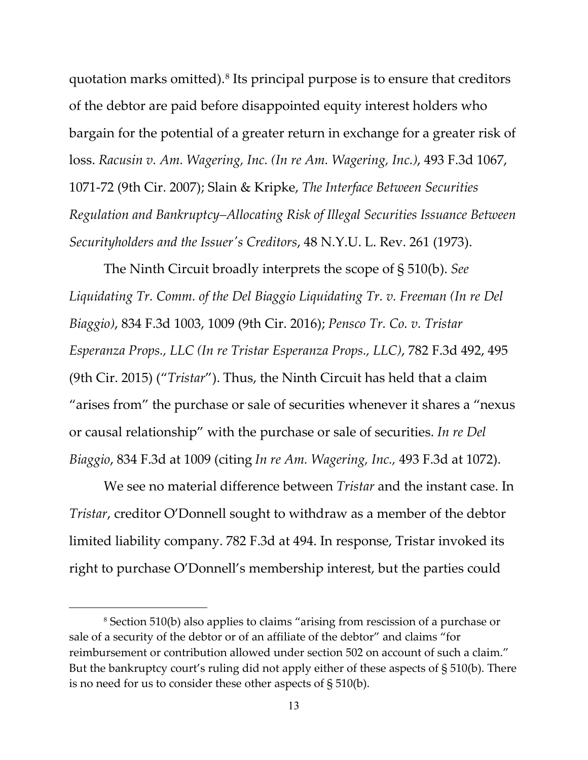quotation marks omitted).[8] Its principal purpose is to ensure that creditors of the debtor are paid before disappointed equity interest holders who bargain for the potential of a greater return in exchange for a greater risk of loss. *Racusin v. Am. Wagering, Inc. (In re Am. Wagering, Inc.)*, 493 F.3d 1067, 1071-72 (9th Cir. 2007); Slain & Kripke, *The Interface Between Securities Regulation and Bankruptcy–Allocating Risk of Illegal Securities Issuance Between Securityholders and the Issuer's Creditors*, 48 N.Y.U. L. Rev. 261 (1973).

The Ninth Circuit broadly interprets the scope of § 510(b). *See Liquidating Tr. Comm. of the Del Biaggio Liquidating Tr. v. Freeman (In re Del Biaggio)*, 834 F.3d 1003, 1009 (9th Cir. 2016); *Pensco Tr. Co. v. Tristar Esperanza Props., LLC (In re Tristar Esperanza Props., LLC)*, 782 F.3d 492, 495 (9th Cir. 2015) ("*Tristar*"). Thus, the Ninth Circuit has held that a claim "arises from" the purchase or sale of securities whenever it shares a "nexus or causal relationship" with the purchase or sale of securities. *In re Del Biaggio*, 834 F.3d at 1009 (citing *In re Am. Wagering, Inc.,* 493 F.3d at 1072).

We see no material difference between *Tristar* and the instant case. In *Tristar*, creditor O'Donnell sought to withdraw as a member of the debtor limited liability company. 782 F.3d at 494. In response, Tristar invoked its right to purchase O'Donnell's membership interest, but the parties could

[8] Section 510(b) also applies to claims "arising from rescission of a purchase or sale of a security of the debtor or of an affiliate of the debtor" and claims "for reimbursement or contribution allowed under section 502 on account of such a claim." But the bankruptcy court's ruling did not apply either of these aspects of § 510(b). There is no need for us to consider these other aspects of § 510(b).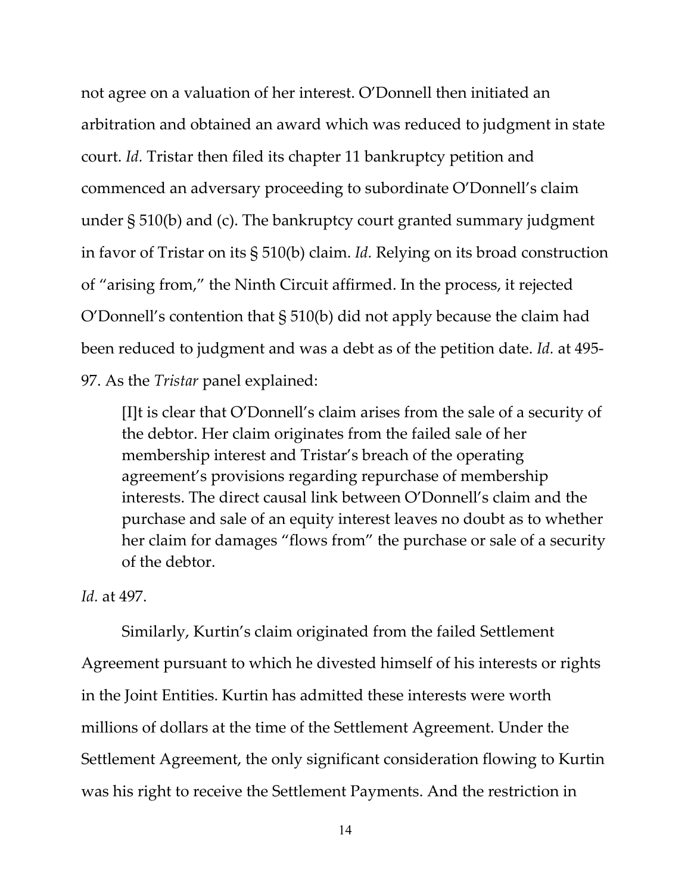not agree on a valuation of her interest. O'Donnell then initiated an arbitration and obtained an award which was reduced to judgment in state court. *Id.* Tristar then filed its chapter 11 bankruptcy petition and commenced an adversary proceeding to subordinate O'Donnell's claim under § 510(b) and (c). The bankruptcy court granted summary judgment in favor of Tristar on its § 510(b) claim. *Id.* Relying on its broad construction of "arising from," the Ninth Circuit affirmed. In the process, it rejected O'Donnell's contention that § 510(b) did not apply because the claim had been reduced to judgment and was a debt as of the petition date. *Id.* at 495-97. As the *Tristar* panel explained:

> [I]t is clear that O'Donnell's claim arises from the sale of a security of the debtor. Her claim originates from the failed sale of her membership interest and Tristar's breach of the operating agreement's provisions regarding repurchase of membership interests. The direct causal link between O'Donnell's claim and the purchase and sale of an equity interest leaves no doubt as to whether her claim for damages "flows from" the purchase or sale of a security of the debtor.

*Id.* at 497.

Similarly, Kurtin's claim originated from the failed Settlement Agreement pursuant to which he divested himself of his interests or rights in the Joint Entities. Kurtin has admitted these interests were worth millions of dollars at the time of the Settlement Agreement. Under the Settlement Agreement, the only significant consideration flowing to Kurtin was his right to receive the Settlement Payments. And the restriction in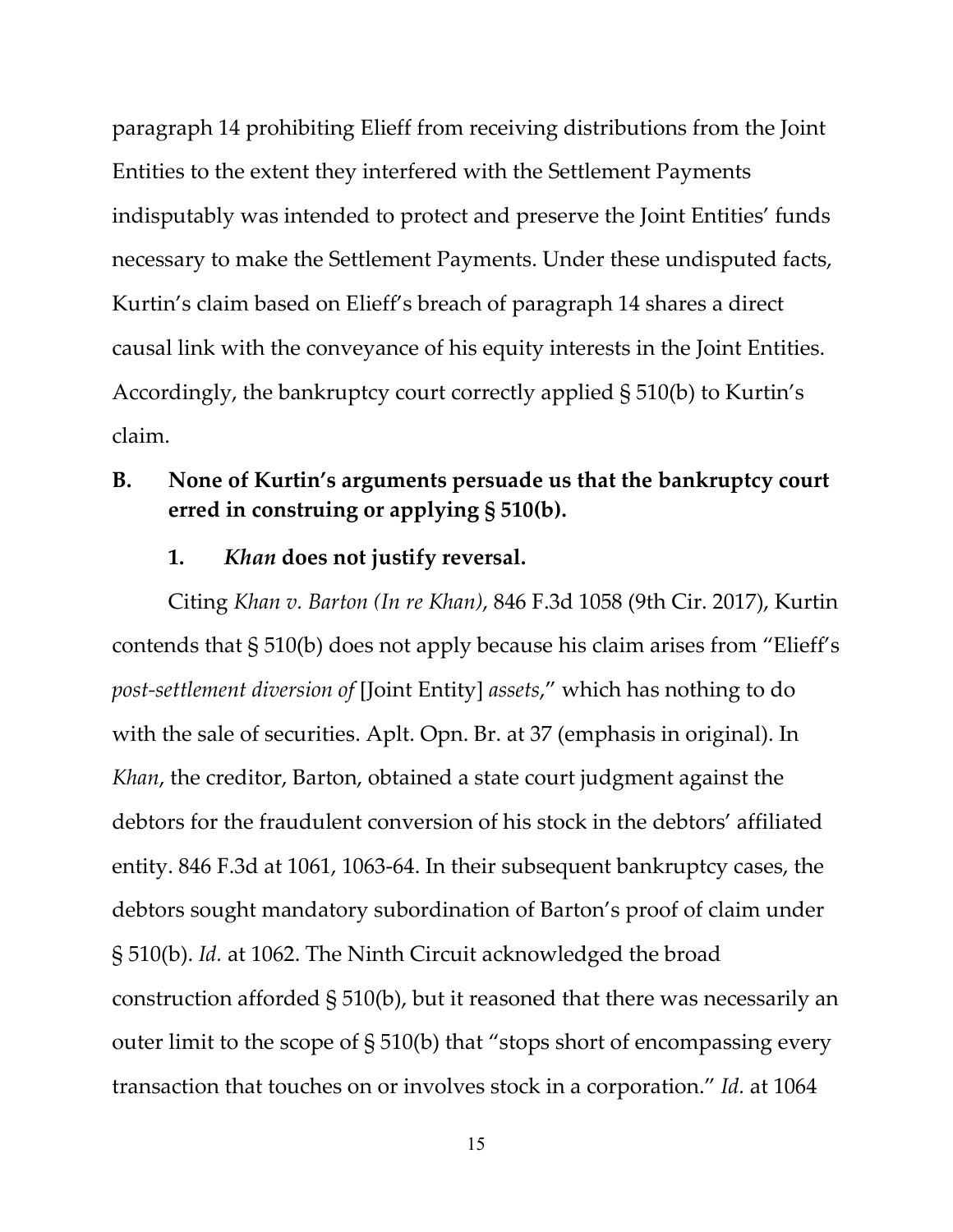paragraph 14 prohibiting Elieff from receiving distributions from the Joint Entities to the extent they interfered with the Settlement Payments indisputably was intended to protect and preserve the Joint Entities' funds necessary to make the Settlement Payments. Under these undisputed facts, Kurtin's claim based on Elieff's breach of paragraph 14 shares a direct causal link with the conveyance of his equity interests in the Joint Entities. Accordingly, the bankruptcy court correctly applied § 510(b) to Kurtin's claim.

## B. None of Kurtin's arguments persuade us that the bankruptcy court erred in construing or applying § 510(b).

### 1. *Khan* does not justify reversal.

Citing *Khan v. Barton (In re Khan)*, 846 F.3d 1058 (9th Cir. 2017), Kurtin contends that § 510(b) does not apply because his claim arises from "Elieff's *post-settlement diversion of* [Joint Entity] *assets*," which has nothing to do with the sale of securities. Aplt. Opn. Br. at 37 (emphasis in original). In *Khan*, the creditor, Barton, obtained a state court judgment against the debtors for the fraudulent conversion of his stock in the debtors' affiliated entity. 846 F.3d at 1061, 1063-64. In their subsequent bankruptcy cases, the debtors sought mandatory subordination of Barton's proof of claim under § 510(b). *Id.* at 1062. The Ninth Circuit acknowledged the broad construction afforded § 510(b), but it reasoned that there was necessarily an outer limit to the scope of § 510(b) that "stops short of encompassing every transaction that touches on or involves stock in a corporation." *Id.* at 1064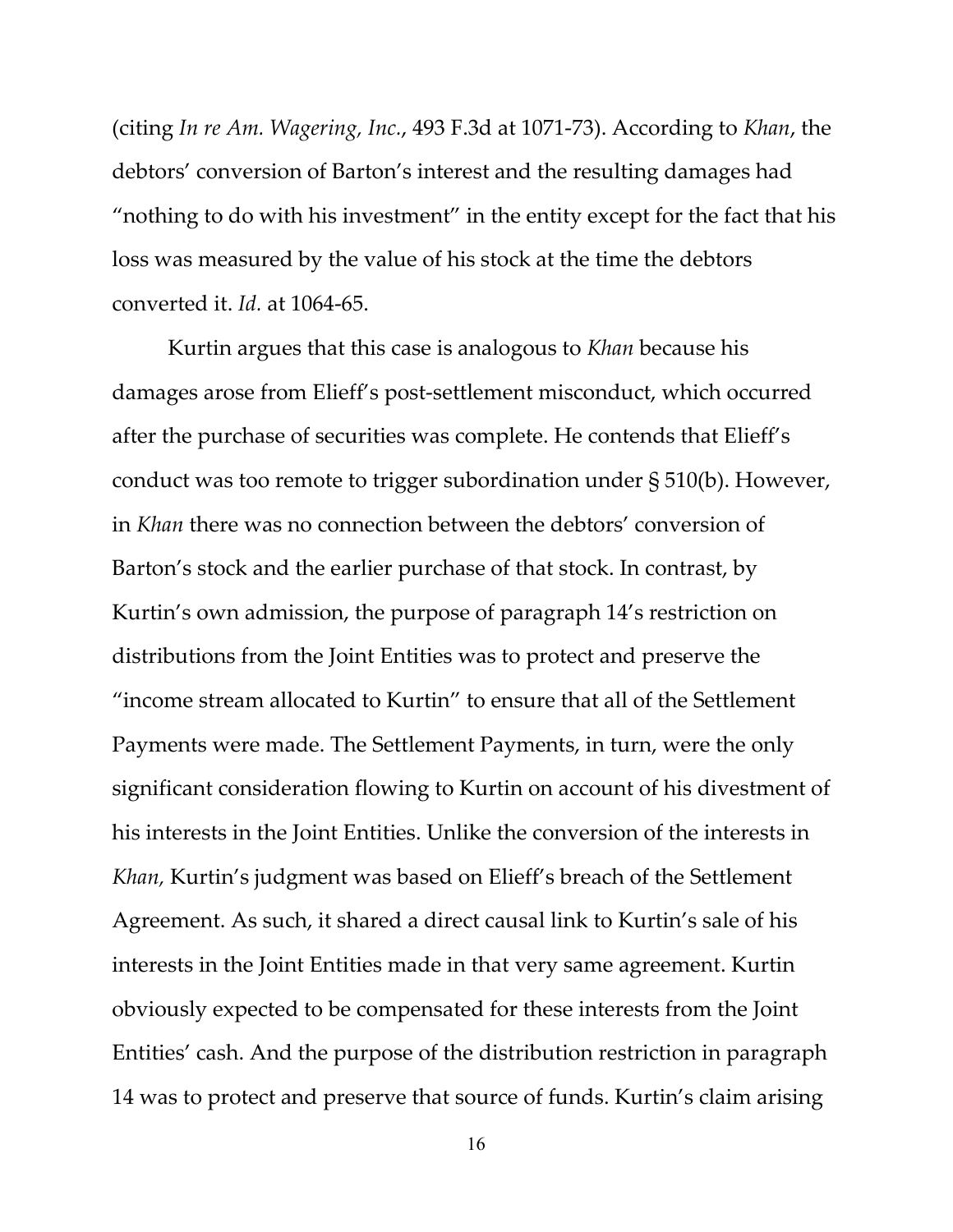(citing *In re Am. Wagering, Inc.*, 493 F.3d at 1071-73). According to *Khan*, the debtors' conversion of Barton's interest and the resulting damages had "nothing to do with his investment" in the entity except for the fact that his loss was measured by the value of his stock at the time the debtors converted it. *Id.* at 1064-65.

Kurtin argues that this case is analogous to *Khan* because his damages arose from Elieff's post-settlement misconduct, which occurred after the purchase of securities was complete. He contends that Elieff's conduct was too remote to trigger subordination under § 510(b). However, in *Khan* there was no connection between the debtors' conversion of Barton's stock and the earlier purchase of that stock. In contrast, by Kurtin's own admission, the purpose of paragraph 14's restriction on distributions from the Joint Entities was to protect and preserve the "income stream allocated to Kurtin" to ensure that all of the Settlement Payments were made. The Settlement Payments, in turn, were the only significant consideration flowing to Kurtin on account of his divestment of his interests in the Joint Entities. Unlike the conversion of the interests in *Khan,* Kurtin's judgment was based on Elieff's breach of the Settlement Agreement. As such, it shared a direct causal link to Kurtin's sale of his interests in the Joint Entities made in that very same agreement. Kurtin obviously expected to be compensated for these interests from the Joint Entities' cash. And the purpose of the distribution restriction in paragraph 14 was to protect and preserve that source of funds. Kurtin's claim arising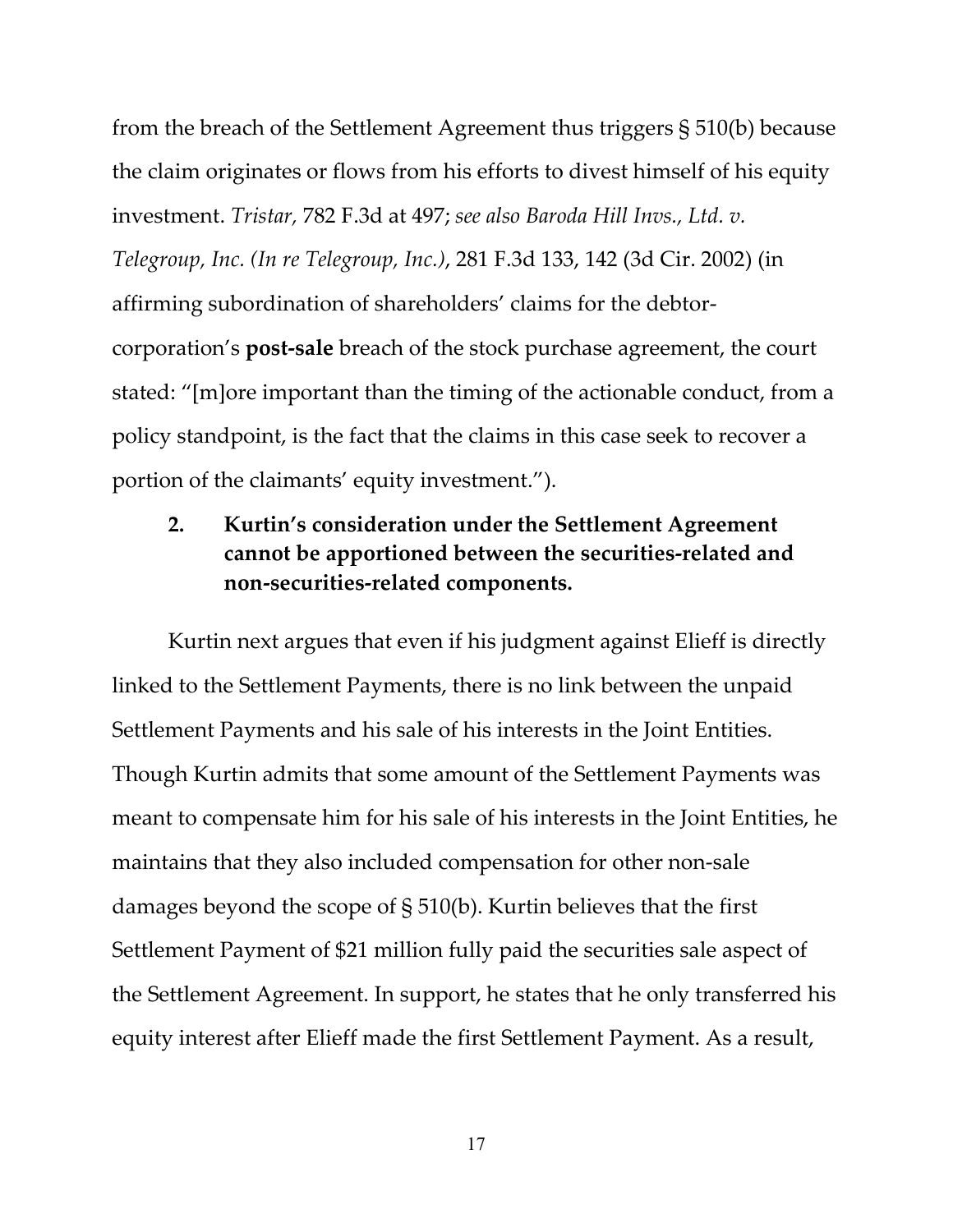from the breach of the Settlement Agreement thus triggers § 510(b) because the claim originates or flows from his efforts to divest himself of his equity investment. *Tristar*, 782 F.3d at 497; *see also Baroda Hill Invs., Ltd. v. Telegroup, Inc. (In re Telegroup, Inc.)*, 281 F.3d 133, 142 (3d Cir. 2002) (in affirming subordination of shareholders' claims for the debtor-corporation's **post-sale** breach of the stock purchase agreement, the court stated: "[m]ore important than the timing of the actionable conduct, from a policy standpoint, is the fact that the claims in this case seek to recover a portion of the claimants' equity investment.").

### 2. Kurtin's consideration under the Settlement Agreement cannot be apportioned between the securities-related and non-securities-related components.

Kurtin next argues that even if his judgment against Elieff is directly linked to the Settlement Payments, there is no link between the unpaid Settlement Payments and his sale of his interests in the Joint Entities. Though Kurtin admits that some amount of the Settlement Payments was meant to compensate him for his sale of his interests in the Joint Entities, he maintains that they also included compensation for other non-sale damages beyond the scope of § 510(b). Kurtin believes that the first Settlement Payment of $21 million fully paid the securities sale aspect of the Settlement Agreement. In support, he states that he only transferred his equity interest after Elieff made the first Settlement Payment. As a result,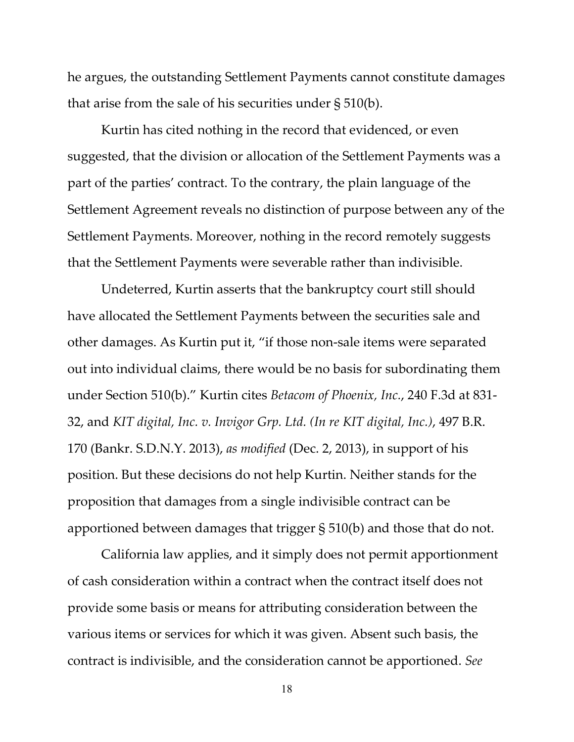he argues, the outstanding Settlement Payments cannot constitute damages that arise from the sale of his securities under § 510(b).

Kurtin has cited nothing in the record that evidenced, or even suggested, that the division or allocation of the Settlement Payments was a part of the parties' contract. To the contrary, the plain language of the Settlement Agreement reveals no distinction of purpose between any of the Settlement Payments. Moreover, nothing in the record remotely suggests that the Settlement Payments were severable rather than indivisible.

Undeterred, Kurtin asserts that the bankruptcy court still should have allocated the Settlement Payments between the securities sale and other damages. As Kurtin put it, "if those non-sale items were separated out into individual claims, there would be no basis for subordinating them under Section 510(b)." Kurtin cites *Betacom of Phoenix, Inc.*, 240 F.3d at 831-32, and *KIT digital, Inc. v. Invigor Grp. Ltd. (In re KIT digital, Inc.)*, 497 B.R. 170 (Bankr. S.D.N.Y. 2013), *as modified* (Dec. 2, 2013), in support of his position. But these decisions do not help Kurtin. Neither stands for the proposition that damages from a single indivisible contract can be apportioned between damages that trigger § 510(b) and those that do not.

California law applies, and it simply does not permit apportionment of cash consideration within a contract when the contract itself does not provide some basis or means for attributing consideration between the various items or services for which it was given. Absent such basis, the contract is indivisible, and the consideration cannot be apportioned. *See*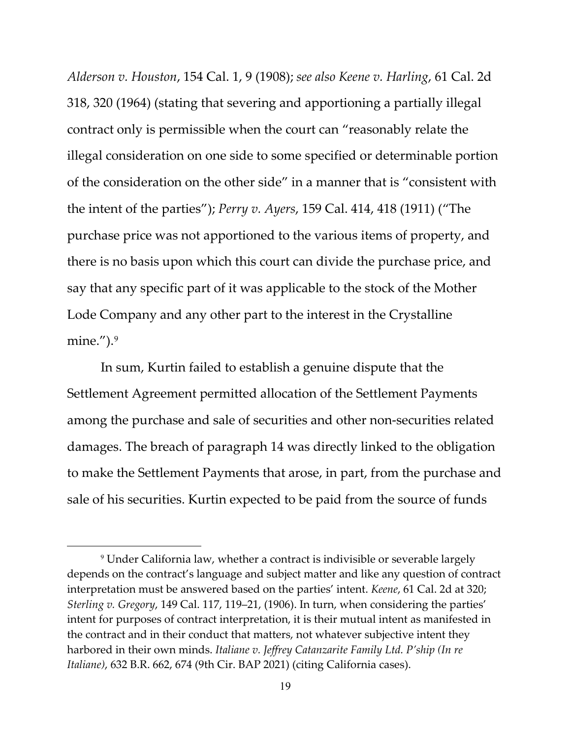*Alderson v. Houston*, 154 Cal. 1, 9 (1908); *see also Keene v. Harling*, 61 Cal. 2d 318, 320 (1964) (stating that severing and apportioning a partially illegal contract only is permissible when the court can "reasonably relate the illegal consideration on one side to some specified or determinable portion of the consideration on the other side" in a manner that is "consistent with the intent of the parties"); *Perry v. Ayers*, 159 Cal. 414, 418 (1911) ("The purchase price was not apportioned to the various items of property, and there is no basis upon which this court can divide the purchase price, and say that any specific part of it was applicable to the stock of the Mother Lode Company and any other part to the interest in the Crystalline mine.").[9]

In sum, Kurtin failed to establish a genuine dispute that the Settlement Agreement permitted allocation of the Settlement Payments among the purchase and sale of securities and other non-securities related damages. The breach of paragraph 14 was directly linked to the obligation to make the Settlement Payments that arose, in part, from the purchase and sale of his securities. Kurtin expected to be paid from the source of funds

---

[9] Under California law, whether a contract is indivisible or severable largely depends on the contract's language and subject matter and like any question of contract interpretation must be answered based on the parties' intent. *Keene*, 61 Cal. 2d at 320; *Sterling v. Gregory*, 149 Cal. 117, 119–21, (1906). In turn, when considering the parties' intent for purposes of contract interpretation, it is their mutual intent as manifested in the contract and in their conduct that matters, not whatever subjective intent they harbored in their own minds. *Italiane v. Jeffrey Catanzarite Family Ltd. P'ship (In re Italiane)*, 632 B.R. 662, 674 (9th Cir. BAP 2021) (citing California cases).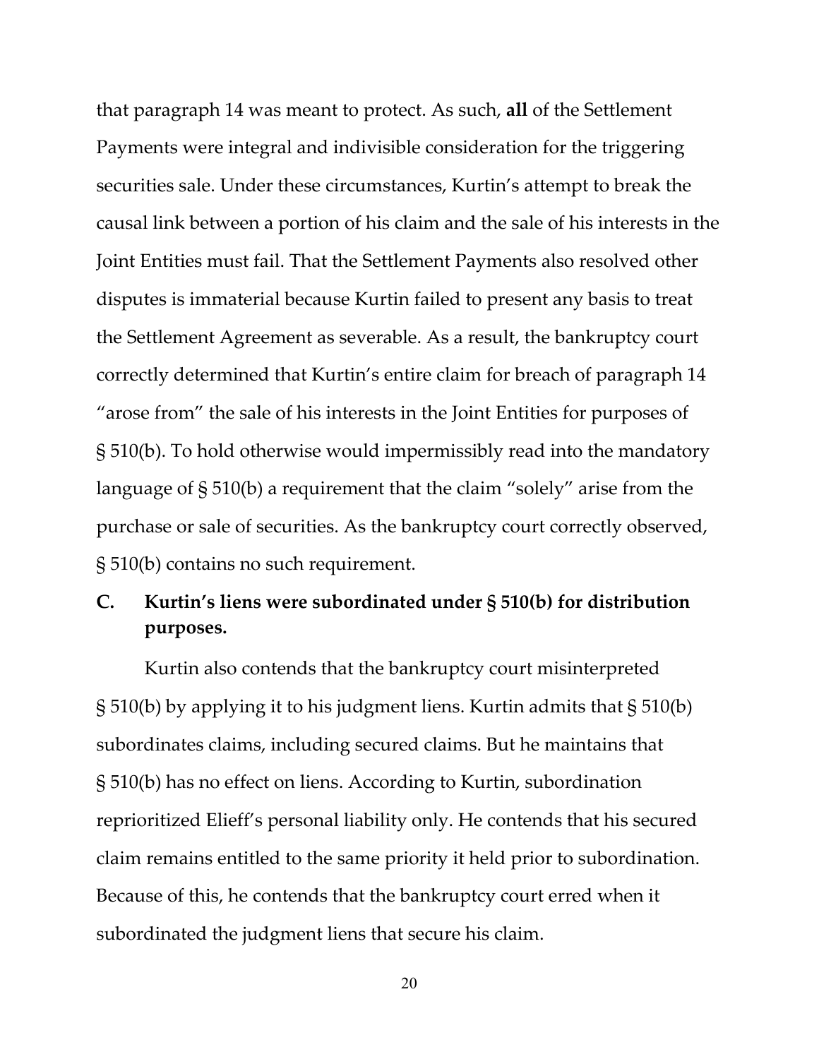that paragraph 14 was meant to protect. As such, **all** of the Settlement Payments were integral and indivisible consideration for the triggering securities sale. Under these circumstances, Kurtin's attempt to break the causal link between a portion of his claim and the sale of his interests in the Joint Entities must fail. That the Settlement Payments also resolved other disputes is immaterial because Kurtin failed to present any basis to treat the Settlement Agreement as severable. As a result, the bankruptcy court correctly determined that Kurtin's entire claim for breach of paragraph 14 "arose from" the sale of his interests in the Joint Entities for purposes of § 510(b). To hold otherwise would impermissibly read into the mandatory language of § 510(b) a requirement that the claim "solely" arise from the purchase or sale of securities. As the bankruptcy court correctly observed, § 510(b) contains no such requirement.

### C. Kurtin's liens were subordinated under § 510(b) for distribution purposes.

Kurtin also contends that the bankruptcy court misinterpreted § 510(b) by applying it to his judgment liens. Kurtin admits that § 510(b) subordinates claims, including secured claims. But he maintains that § 510(b) has no effect on liens. According to Kurtin, subordination reprioritized Elieff's personal liability only. He contends that his secured claim remains entitled to the same priority it held prior to subordination. Because of this, he contends that the bankruptcy court erred when it subordinated the judgment liens that secure his claim.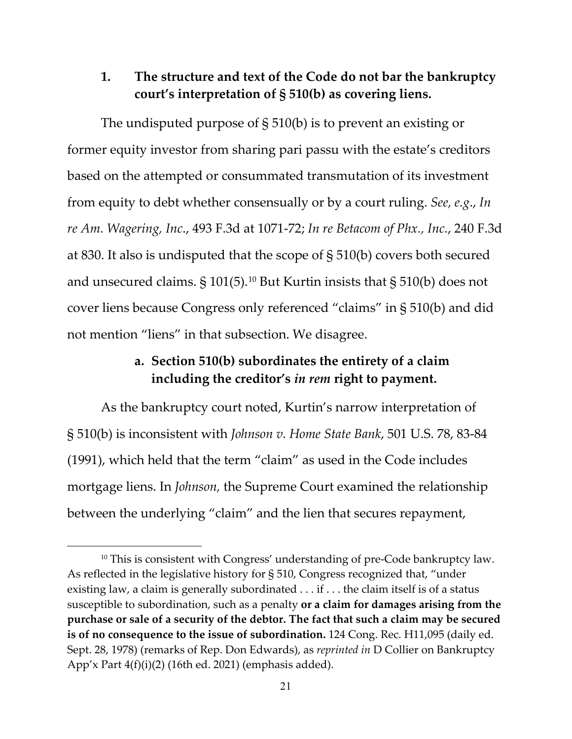### 1. The structure and text of the Code do not bar the bankruptcy court's interpretation of § 510(b) as covering liens.

The undisputed purpose of § 510(b) is to prevent an existing or former equity investor from sharing pari passu with the estate's creditors based on the attempted or consummated transmutation of its investment from equity to debt whether consensually or by a court ruling. *See, e.g.*, *In re Am. Wagering, Inc.*, 493 F.3d at 1071-72; *In re Betacom of Phx., Inc.*, 240 F.3d at 830. It also is undisputed that the scope of § 510(b) covers both secured and unsecured claims. § 101(5).[10] But Kurtin insists that § 510(b) does not cover liens because Congress only referenced "claims" in § 510(b) and did not mention "liens" in that subsection. We disagree.

#### a. Section 510(b) subordinates the entirety of a claim including the creditor's *in rem* right to payment.

As the bankruptcy court noted, Kurtin's narrow interpretation of § 510(b) is inconsistent with *Johnson v. Home State Bank*, 501 U.S. 78, 83-84 (1991), which held that the term "claim" as used in the Code includes mortgage liens. In *Johnson,* the Supreme Court examined the relationship between the underlying "claim" and the lien that secures repayment,

---

[10] This is consistent with Congress' understanding of pre-Code bankruptcy law. As reflected in the legislative history for § 510, Congress recognized that, "under existing law, a claim is generally subordinated . . . if . . . the claim itself is of a status susceptible to subordination, such as a penalty **or a claim for damages arising from the purchase or sale of a security of the debtor. The fact that such a claim may be secured is of no consequence to the issue of subordination.** 124 Cong. Rec. H11,095 (daily ed. Sept. 28, 1978) (remarks of Rep. Don Edwards), as *reprinted in* D Collier on Bankruptcy App'x Part 4(f)(i)(2) (16th ed. 2021) (emphasis added).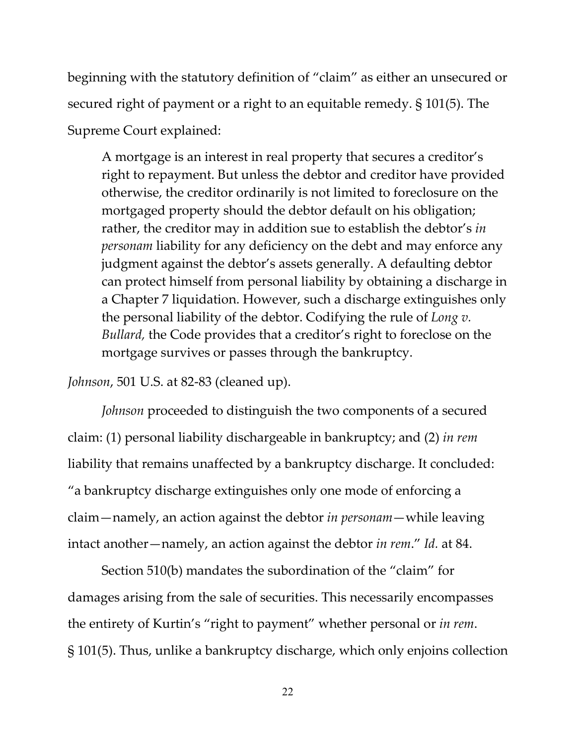beginning with the statutory definition of "claim" as either an unsecured or secured right of payment or a right to an equitable remedy. § 101(5). The Supreme Court explained:

> A mortgage is an interest in real property that secures a creditor's right to repayment. But unless the debtor and creditor have provided otherwise, the creditor ordinarily is not limited to foreclosure on the mortgaged property should the debtor default on his obligation; rather, the creditor may in addition sue to establish the debtor's *in personam* liability for any deficiency on the debt and may enforce any judgment against the debtor's assets generally. A defaulting debtor can protect himself from personal liability by obtaining a discharge in a Chapter 7 liquidation. However, such a discharge extinguishes only the personal liability of the debtor. Codifying the rule of *Long v. Bullard,* the Code provides that a creditor's right to foreclose on the mortgage survives or passes through the bankruptcy.

*Johnson*, 501 U.S. at 82-83 (cleaned up).

*Johnson* proceeded to distinguish the two components of a secured claim: (1) personal liability dischargeable in bankruptcy; and (2) *in rem* liability that remains unaffected by a bankruptcy discharge. It concluded: "a bankruptcy discharge extinguishes only one mode of enforcing a claim—namely, an action against the debtor *in personam*—while leaving intact another—namely, an action against the debtor *in rem*." *Id.* at 84.

Section 510(b) mandates the subordination of the "claim" for damages arising from the sale of securities. This necessarily encompasses the entirety of Kurtin's "right to payment" whether personal or *in rem*. § 101(5). Thus, unlike a bankruptcy discharge, which only enjoins collection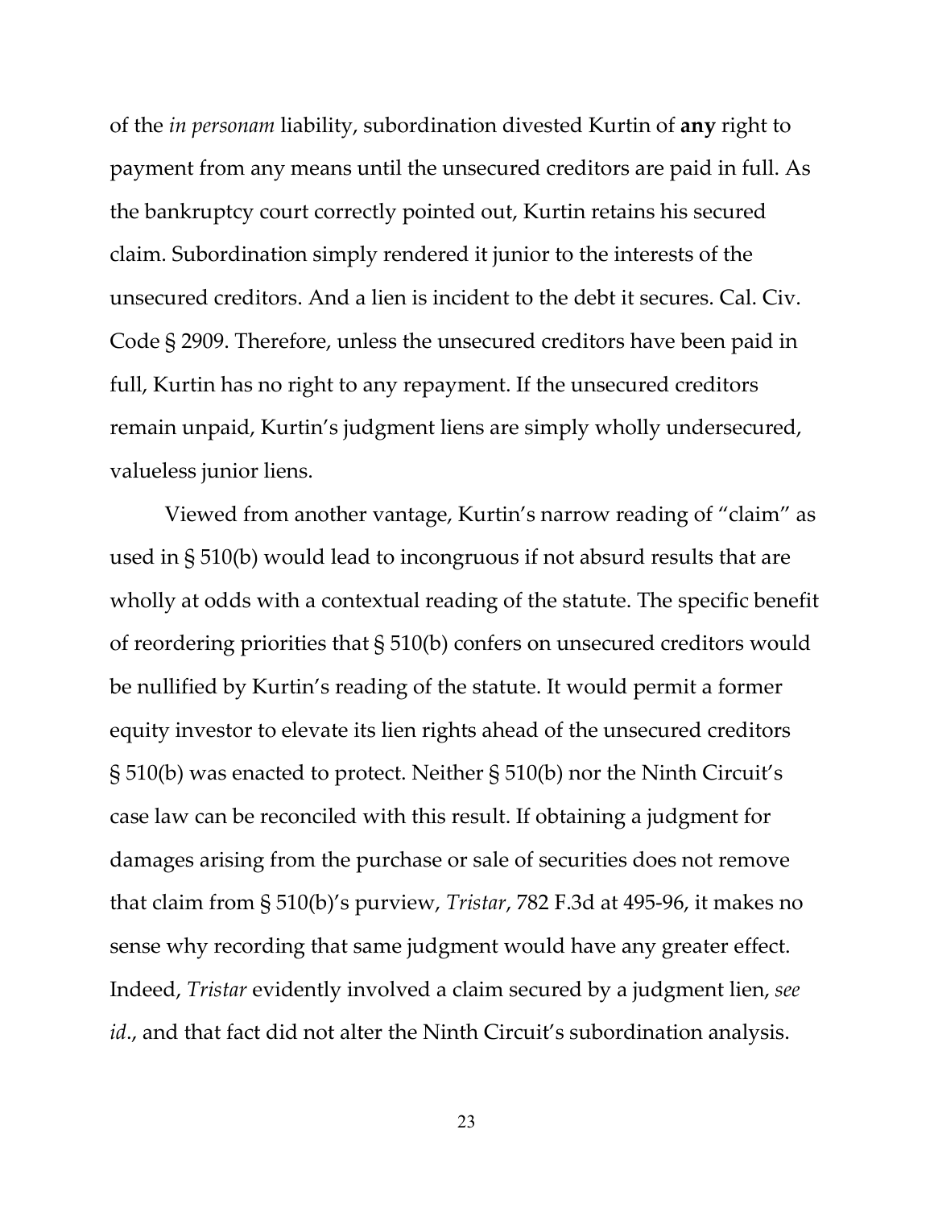of the *in personam* liability, subordination divested Kurtin of **any** right to payment from any means until the unsecured creditors are paid in full. As the bankruptcy court correctly pointed out, Kurtin retains his secured claim. Subordination simply rendered it junior to the interests of the unsecured creditors. And a lien is incident to the debt it secures. Cal. Civ. Code § 2909. Therefore, unless the unsecured creditors have been paid in full, Kurtin has no right to any repayment. If the unsecured creditors remain unpaid, Kurtin's judgment liens are simply wholly undersecured, valueless junior liens.

Viewed from another vantage, Kurtin's narrow reading of "claim" as used in § 510(b) would lead to incongruous if not absurd results that are wholly at odds with a contextual reading of the statute. The specific benefit of reordering priorities that § 510(b) confers on unsecured creditors would be nullified by Kurtin's reading of the statute. It would permit a former equity investor to elevate its lien rights ahead of the unsecured creditors § 510(b) was enacted to protect. Neither § 510(b) nor the Ninth Circuit's case law can be reconciled with this result. If obtaining a judgment for damages arising from the purchase or sale of securities does not remove that claim from § 510(b)'s purview, *Tristar*, 782 F.3d at 495-96, it makes no sense why recording that same judgment would have any greater effect. Indeed, *Tristar* evidently involved a claim secured by a judgment lien, *see id*., and that fact did not alter the Ninth Circuit's subordination analysis.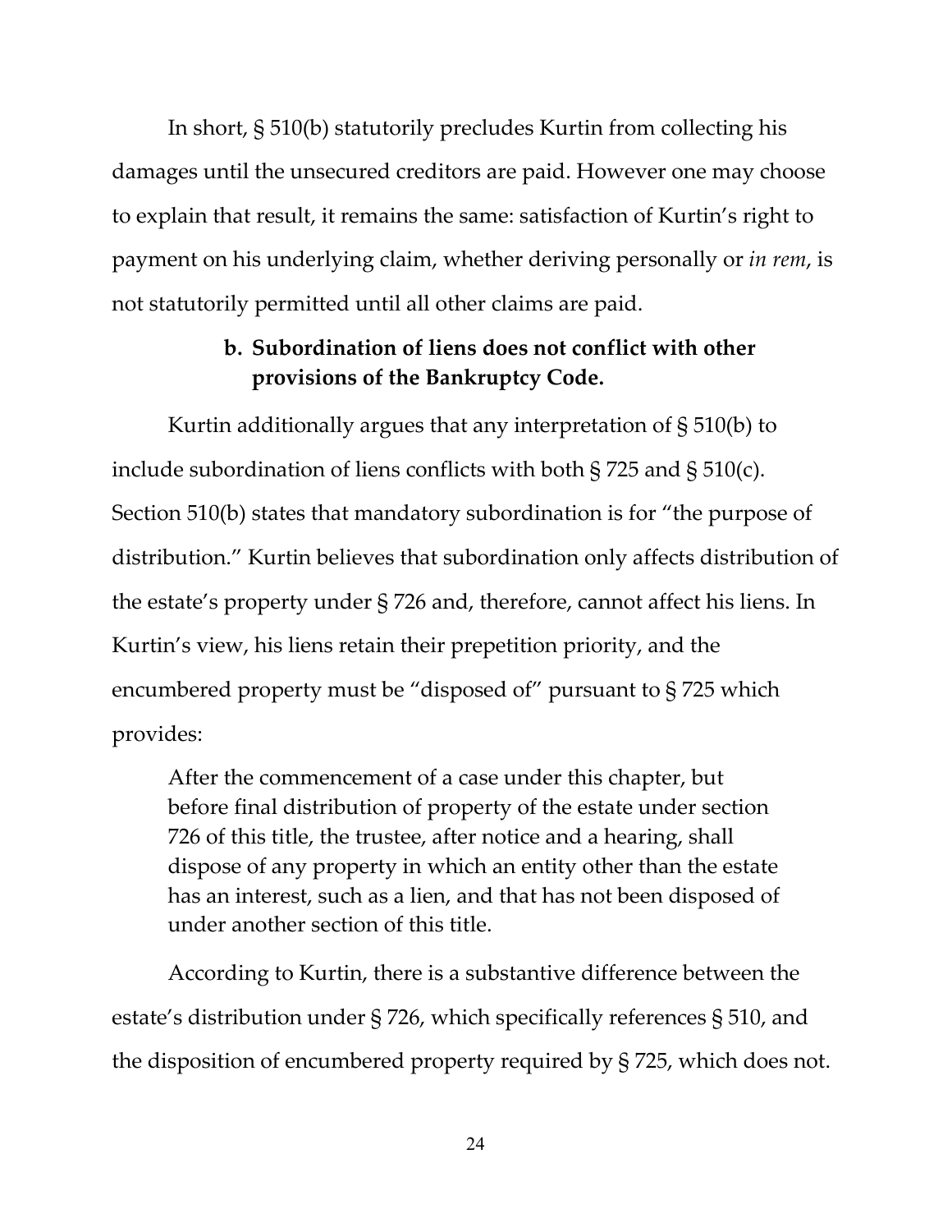In short, § 510(b) statutorily precludes Kurtin from collecting his damages until the unsecured creditors are paid. However one may choose to explain that result, it remains the same: satisfaction of Kurtin's right to payment on his underlying claim, whether deriving personally or *in rem*, is not statutorily permitted until all other claims are paid.

### b. Subordination of liens does not conflict with other provisions of the Bankruptcy Code.

Kurtin additionally argues that any interpretation of § 510(b) to include subordination of liens conflicts with both § 725 and § 510(c). Section 510(b) states that mandatory subordination is for "the purpose of distribution." Kurtin believes that subordination only affects distribution of the estate's property under § 726 and, therefore, cannot affect his liens. In Kurtin's view, his liens retain their prepetition priority, and the encumbered property must be "disposed of" pursuant to § 725 which provides:

> After the commencement of a case under this chapter, but before final distribution of property of the estate under section 726 of this title, the trustee, after notice and a hearing, shall dispose of any property in which an entity other than the estate has an interest, such as a lien, and that has not been disposed of under another section of this title.

According to Kurtin, there is a substantive difference between the estate's distribution under § 726, which specifically references § 510, and the disposition of encumbered property required by § 725, which does not.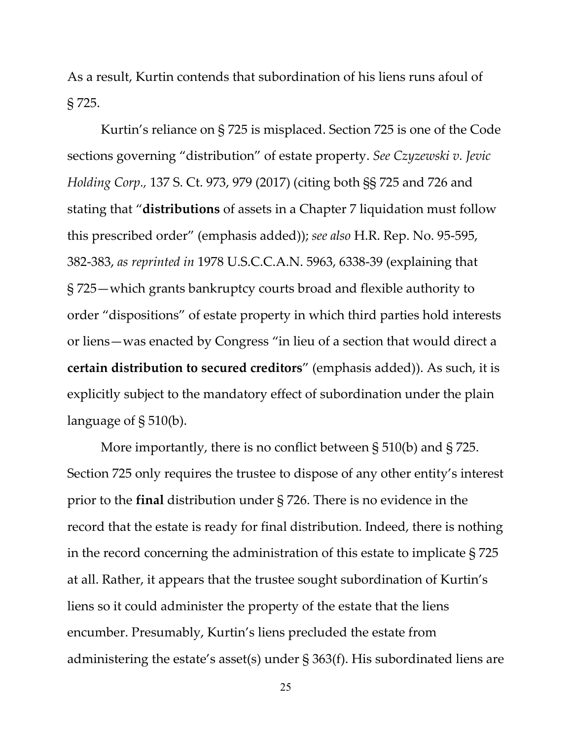As a result, Kurtin contends that subordination of his liens runs afoul of § 725.

Kurtin's reliance on § 725 is misplaced. Section 725 is one of the Code sections governing "distribution" of estate property. *See Czyzewski v. Jevic Holding Corp.*, 137 S. Ct. 973, 979 (2017) (citing both §§ 725 and 726 and stating that "**distributions** of assets in a Chapter 7 liquidation must follow this prescribed order" (emphasis added)); *see also* H.R. Rep. No. 95-595, 382-383, *as reprinted in* 1978 U.S.C.C.A.N. 5963, 6338-39 (explaining that § 725—which grants bankruptcy courts broad and flexible authority to order "dispositions" of estate property in which third parties hold interests or liens—was enacted by Congress "in lieu of a section that would direct a **certain distribution to secured creditors**" (emphasis added)). As such, it is explicitly subject to the mandatory effect of subordination under the plain language of § 510(b).

More importantly, there is no conflict between § 510(b) and § 725. Section 725 only requires the trustee to dispose of any other entity's interest prior to the **final** distribution under § 726. There is no evidence in the record that the estate is ready for final distribution. Indeed, there is nothing in the record concerning the administration of this estate to implicate § 725 at all. Rather, it appears that the trustee sought subordination of Kurtin's liens so it could administer the property of the estate that the liens encumber. Presumably, Kurtin's liens precluded the estate from administering the estate's asset(s) under § 363(f). His subordinated liens are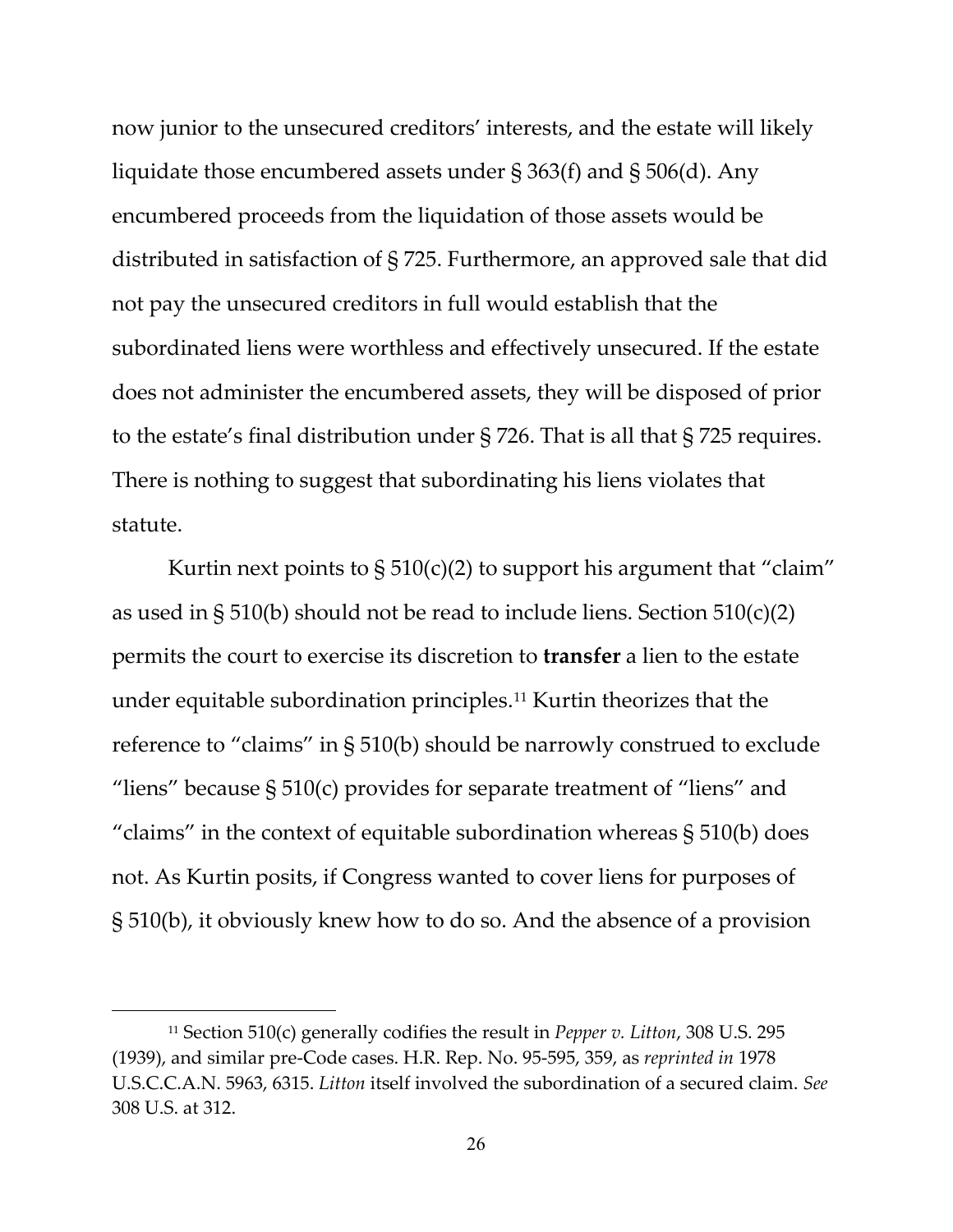now junior to the unsecured creditors' interests, and the estate will likely liquidate those encumbered assets under § 363(f) and § 506(d). Any encumbered proceeds from the liquidation of those assets would be distributed in satisfaction of § 725. Furthermore, an approved sale that did not pay the unsecured creditors in full would establish that the subordinated liens were worthless and effectively unsecured. If the estate does not administer the encumbered assets, they will be disposed of prior to the estate's final distribution under § 726. That is all that § 725 requires. There is nothing to suggest that subordinating his liens violates that statute.

Kurtin next points to § 510(c)(2) to support his argument that "claim" as used in § 510(b) should not be read to include liens. Section 510(c)(2) permits the court to exercise its discretion to **transfer** a lien to the estate under equitable subordination principles.[11] Kurtin theorizes that the reference to "claims" in § 510(b) should be narrowly construed to exclude "liens" because § 510(c) provides for separate treatment of "liens" and "claims" in the context of equitable subordination whereas § 510(b) does not. As Kurtin posits, if Congress wanted to cover liens for purposes of § 510(b), it obviously knew how to do so. And the absence of a provision

[11] Section 510(c) generally codifies the result in *Pepper v. Litton*, 308 U.S. 295 (1939), and similar pre-Code cases. H.R. Rep. No. 95-595, 359, as *reprinted in* 1978 U.S.C.C.A.N. 5963, 6315. *Litton* itself involved the subordination of a secured claim. *See* 308 U.S. at 312.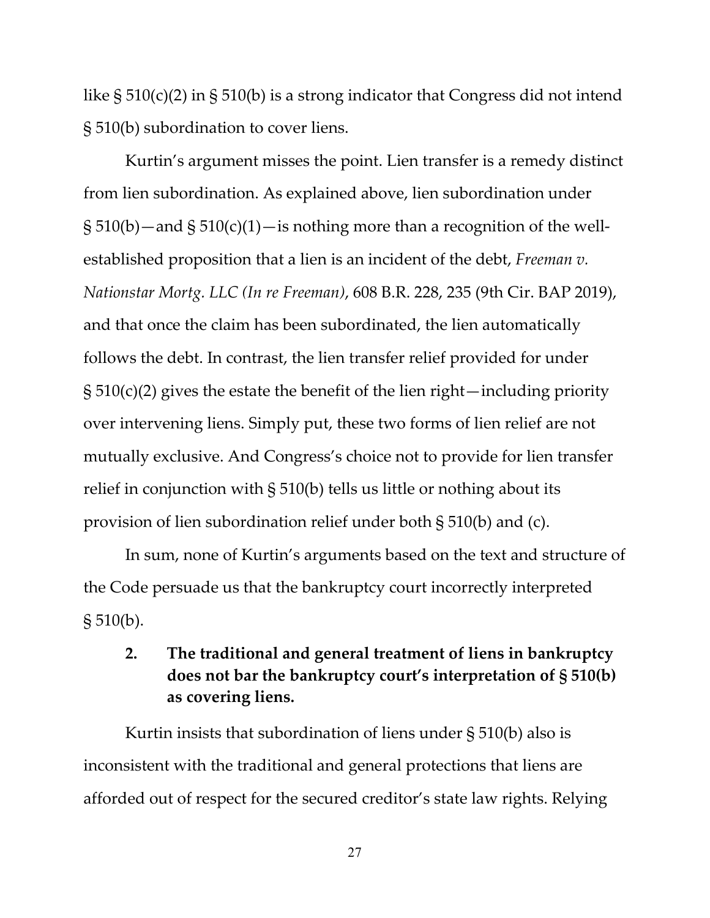like § 510(c)(2) in § 510(b) is a strong indicator that Congress did not intend § 510(b) subordination to cover liens.

Kurtin's argument misses the point. Lien transfer is a remedy distinct from lien subordination. As explained above, lien subordination under § 510(b)—and § 510(c)(1)—is nothing more than a recognition of the well-established proposition that a lien is an incident of the debt, *Freeman v. Nationstar Mortg. LLC (In re Freeman)*, 608 B.R. 228, 235 (9th Cir. BAP 2019), and that once the claim has been subordinated, the lien automatically follows the debt. In contrast, the lien transfer relief provided for under § 510(c)(2) gives the estate the benefit of the lien right—including priority over intervening liens. Simply put, these two forms of lien relief are not mutually exclusive. And Congress's choice not to provide for lien transfer relief in conjunction with § 510(b) tells us little or nothing about its provision of lien subordination relief under both § 510(b) and (c).

In sum, none of Kurtin's arguments based on the text and structure of the Code persuade us that the bankruptcy court incorrectly interpreted § 510(b).

### 2. The traditional and general treatment of liens in bankruptcy does not bar the bankruptcy court's interpretation of § 510(b) as covering liens.

Kurtin insists that subordination of liens under § 510(b) also is inconsistent with the traditional and general protections that liens are afforded out of respect for the secured creditor's state law rights. Relying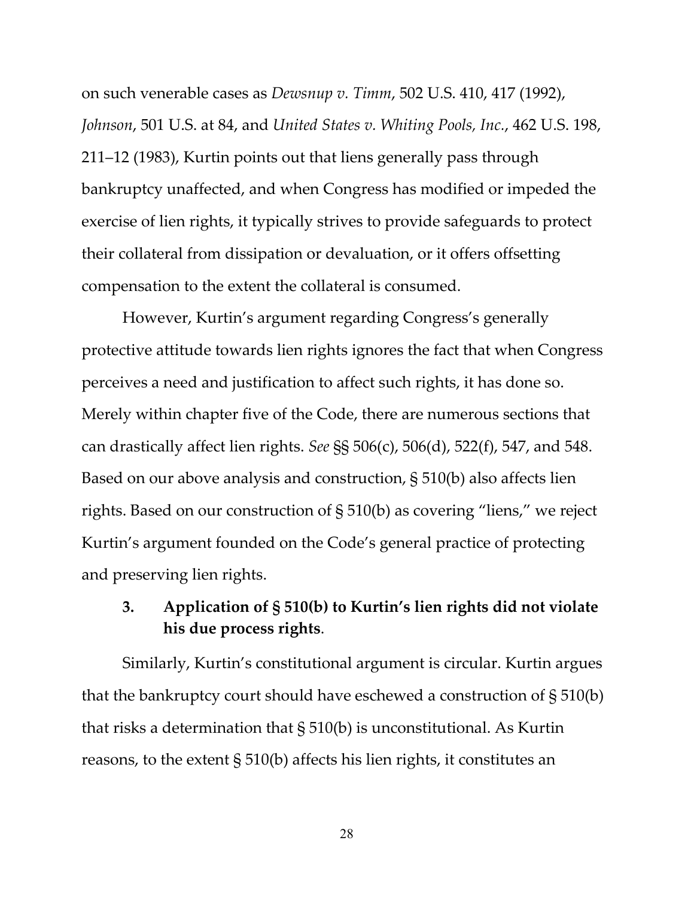on such venerable cases as *Dewsnup v. Timm*, 502 U.S. 410, 417 (1992), *Johnson*, 501 U.S. at 84, and *United States v. Whiting Pools, Inc.*, 462 U.S. 198, 211–12 (1983), Kurtin points out that liens generally pass through bankruptcy unaffected, and when Congress has modified or impeded the exercise of lien rights, it typically strives to provide safeguards to protect their collateral from dissipation or devaluation, or it offers offsetting compensation to the extent the collateral is consumed.

However, Kurtin's argument regarding Congress's generally protective attitude towards lien rights ignores the fact that when Congress perceives a need and justification to affect such rights, it has done so. Merely within chapter five of the Code, there are numerous sections that can drastically affect lien rights. *See* §§ 506(c), 506(d), 522(f), 547, and 548. Based on our above analysis and construction, § 510(b) also affects lien rights. Based on our construction of § 510(b) as covering "liens," we reject Kurtin's argument founded on the Code's general practice of protecting and preserving lien rights.

### 3. Application of § 510(b) to Kurtin's lien rights did not violate his due process rights.

Similarly, Kurtin's constitutional argument is circular. Kurtin argues that the bankruptcy court should have eschewed a construction of § 510(b) that risks a determination that § 510(b) is unconstitutional. As Kurtin reasons, to the extent § 510(b) affects his lien rights, it constitutes an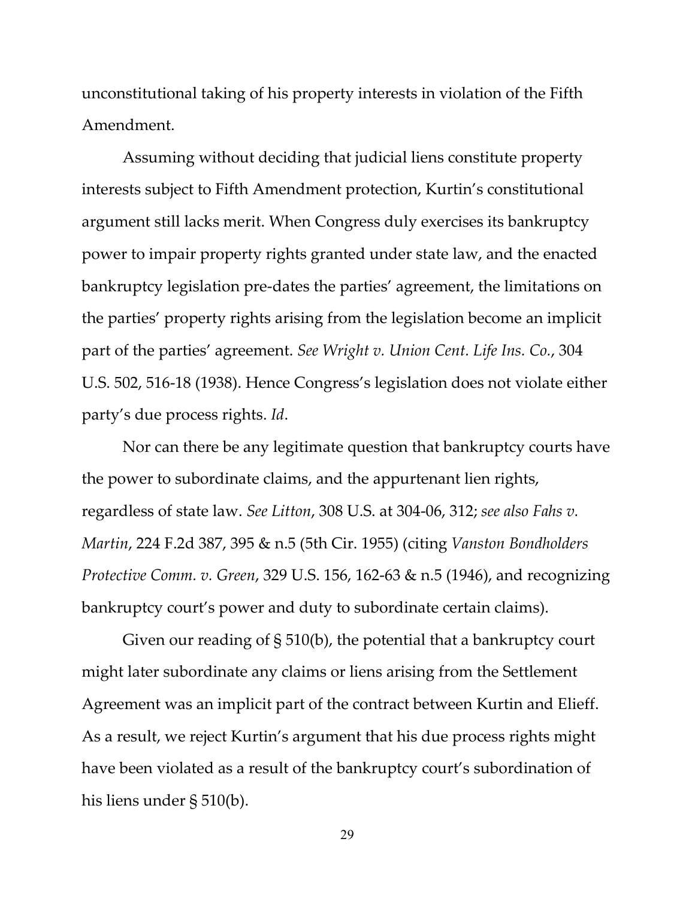unconstitutional taking of his property interests in violation of the Fifth Amendment.

Assuming without deciding that judicial liens constitute property interests subject to Fifth Amendment protection, Kurtin's constitutional argument still lacks merit. When Congress duly exercises its bankruptcy power to impair property rights granted under state law, and the enacted bankruptcy legislation pre-dates the parties' agreement, the limitations on the parties' property rights arising from the legislation become an implicit part of the parties' agreement. *See Wright v. Union Cent. Life Ins. Co.*, 304 U.S. 502, 516-18 (1938). Hence Congress's legislation does not violate either party's due process rights. *Id*.

Nor can there be any legitimate question that bankruptcy courts have the power to subordinate claims, and the appurtenant lien rights, regardless of state law. *See Litton*, 308 U.S. at 304-06, 312; *see also Fahs v. Martin*, 224 F.2d 387, 395 & n.5 (5th Cir. 1955) (citing *Vanston Bondholders Protective Comm. v. Green*, 329 U.S. 156, 162-63 & n.5 (1946), and recognizing bankruptcy court's power and duty to subordinate certain claims).

Given our reading of § 510(b), the potential that a bankruptcy court might later subordinate any claims or liens arising from the Settlement Agreement was an implicit part of the contract between Kurtin and Elieff. As a result, we reject Kurtin's argument that his due process rights might have been violated as a result of the bankruptcy court's subordination of his liens under § 510(b).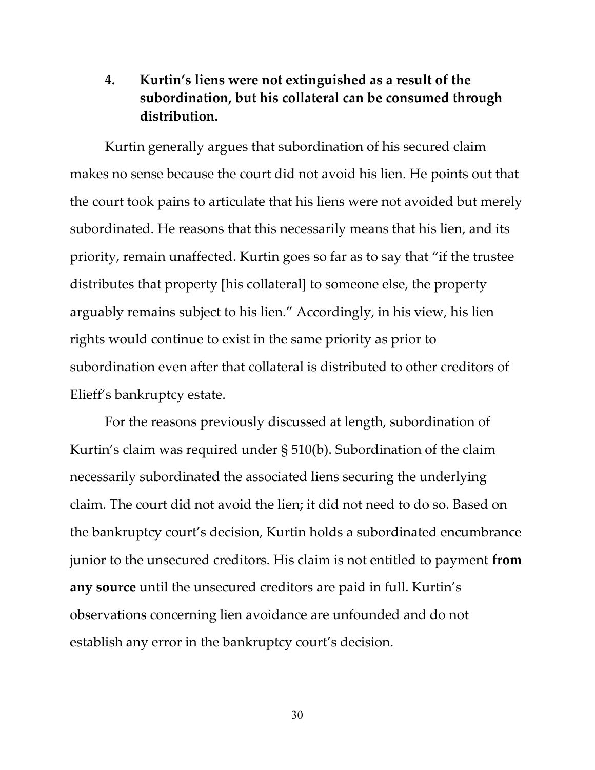### 4. Kurtin's liens were not extinguished as a result of the subordination, but his collateral can be consumed through distribution.

Kurtin generally argues that subordination of his secured claim makes no sense because the court did not avoid his lien. He points out that the court took pains to articulate that his liens were not avoided but merely subordinated. He reasons that this necessarily means that his lien, and its priority, remain unaffected. Kurtin goes so far as to say that "if the trustee distributes that property [his collateral] to someone else, the property arguably remains subject to his lien." Accordingly, in his view, his lien rights would continue to exist in the same priority as prior to subordination even after that collateral is distributed to other creditors of Elieff's bankruptcy estate.

For the reasons previously discussed at length, subordination of Kurtin's claim was required under § 510(b). Subordination of the claim necessarily subordinated the associated liens securing the underlying claim. The court did not avoid the lien; it did not need to do so. Based on the bankruptcy court's decision, Kurtin holds a subordinated encumbrance junior to the unsecured creditors. His claim is not entitled to payment **from any source** until the unsecured creditors are paid in full. Kurtin's observations concerning lien avoidance are unfounded and do not establish any error in the bankruptcy court's decision.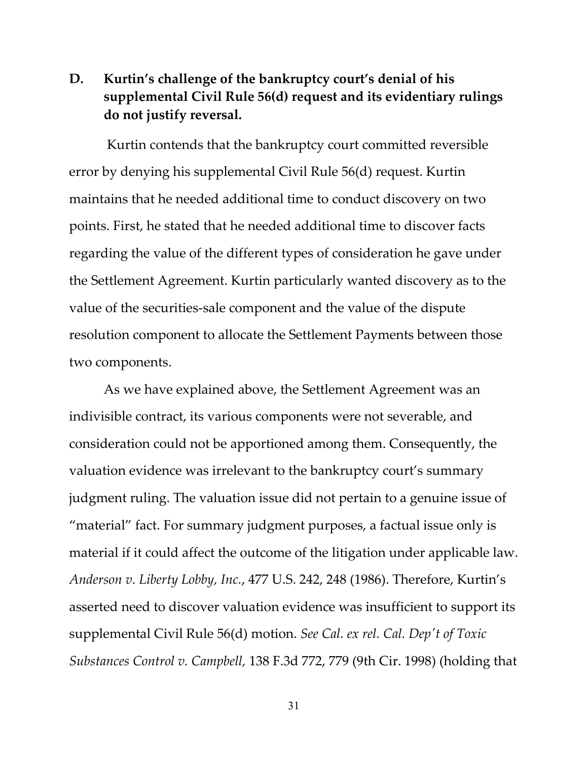### D. Kurtin's challenge of the bankruptcy court's denial of his supplemental Civil Rule 56(d) request and its evidentiary rulings do not justify reversal.

Kurtin contends that the bankruptcy court committed reversible error by denying his supplemental Civil Rule 56(d) request. Kurtin maintains that he needed additional time to conduct discovery on two points. First, he stated that he needed additional time to discover facts regarding the value of the different types of consideration he gave under the Settlement Agreement. Kurtin particularly wanted discovery as to the value of the securities-sale component and the value of the dispute resolution component to allocate the Settlement Payments between those two components.

As we have explained above, the Settlement Agreement was an indivisible contract, its various components were not severable, and consideration could not be apportioned among them. Consequently, the valuation evidence was irrelevant to the bankruptcy court's summary judgment ruling. The valuation issue did not pertain to a genuine issue of "material" fact. For summary judgment purposes, a factual issue only is material if it could affect the outcome of the litigation under applicable law. *Anderson v. Liberty Lobby, Inc.*, 477 U.S. 242, 248 (1986). Therefore, Kurtin's asserted need to discover valuation evidence was insufficient to support its supplemental Civil Rule 56(d) motion. *See Cal. ex rel. Cal. Dep't of Toxic Substances Control v. Campbell*, 138 F.3d 772, 779 (9th Cir. 1998) (holding that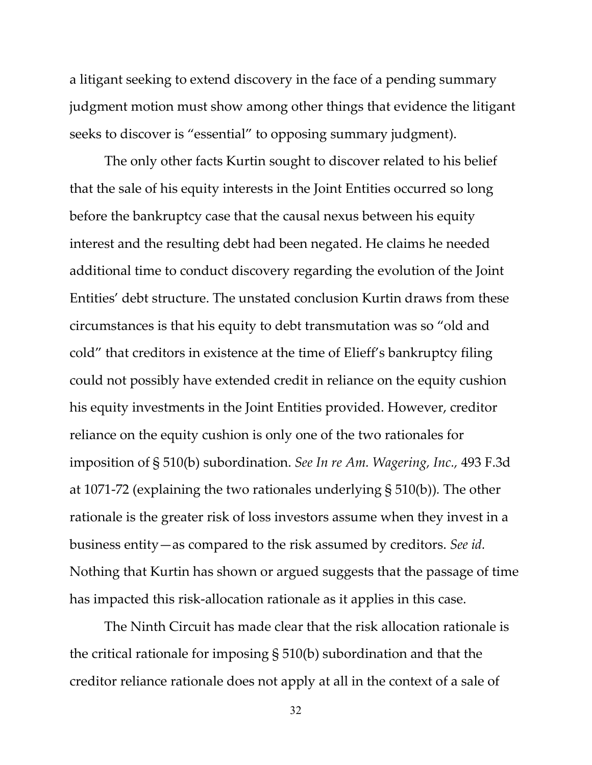a litigant seeking to extend discovery in the face of a pending summary judgment motion must show among other things that evidence the litigant seeks to discover is "essential" to opposing summary judgment).

The only other facts Kurtin sought to discover related to his belief that the sale of his equity interests in the Joint Entities occurred so long before the bankruptcy case that the causal nexus between his equity interest and the resulting debt had been negated. He claims he needed additional time to conduct discovery regarding the evolution of the Joint Entities' debt structure. The unstated conclusion Kurtin draws from these circumstances is that his equity to debt transmutation was so "old and cold" that creditors in existence at the time of Elieff's bankruptcy filing could not possibly have extended credit in reliance on the equity cushion his equity investments in the Joint Entities provided. However, creditor reliance on the equity cushion is only one of the two rationales for imposition of § 510(b) subordination. *See In re Am. Wagering, Inc.*, 493 F.3d at 1071-72 (explaining the two rationales underlying § 510(b)). The other rationale is the greater risk of loss investors assume when they invest in a business entity—as compared to the risk assumed by creditors. *See id.* Nothing that Kurtin has shown or argued suggests that the passage of time has impacted this risk-allocation rationale as it applies in this case.

The Ninth Circuit has made clear that the risk allocation rationale is the critical rationale for imposing § 510(b) subordination and that the creditor reliance rationale does not apply at all in the context of a sale of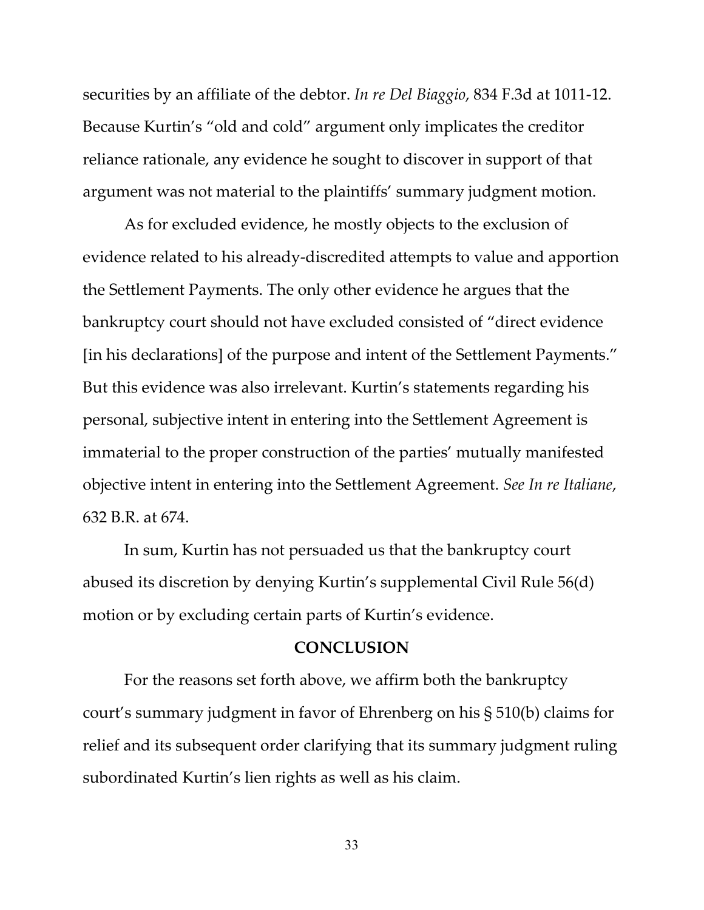securities by an affiliate of the debtor. *In re Del Biaggio*, 834 F.3d at 1011-12. Because Kurtin's "old and cold" argument only implicates the creditor reliance rationale, any evidence he sought to discover in support of that argument was not material to the plaintiffs' summary judgment motion.

As for excluded evidence, he mostly objects to the exclusion of evidence related to his already-discredited attempts to value and apportion the Settlement Payments. The only other evidence he argues that the bankruptcy court should not have excluded consisted of "direct evidence [in his declarations] of the purpose and intent of the Settlement Payments." But this evidence was also irrelevant. Kurtin's statements regarding his personal, subjective intent in entering into the Settlement Agreement is immaterial to the proper construction of the parties' mutually manifested objective intent in entering into the Settlement Agreement. *See In re Italiane*, 632 B.R. at 674.

In sum, Kurtin has not persuaded us that the bankruptcy court abused its discretion by denying Kurtin's supplemental Civil Rule 56(d) motion or by excluding certain parts of Kurtin's evidence.

## CONCLUSION

For the reasons set forth above, we affirm both the bankruptcy court's summary judgment in favor of Ehrenberg on his § 510(b) claims for relief and its subsequent order clarifying that its summary judgment ruling subordinated Kurtin's lien rights as well as his claim.